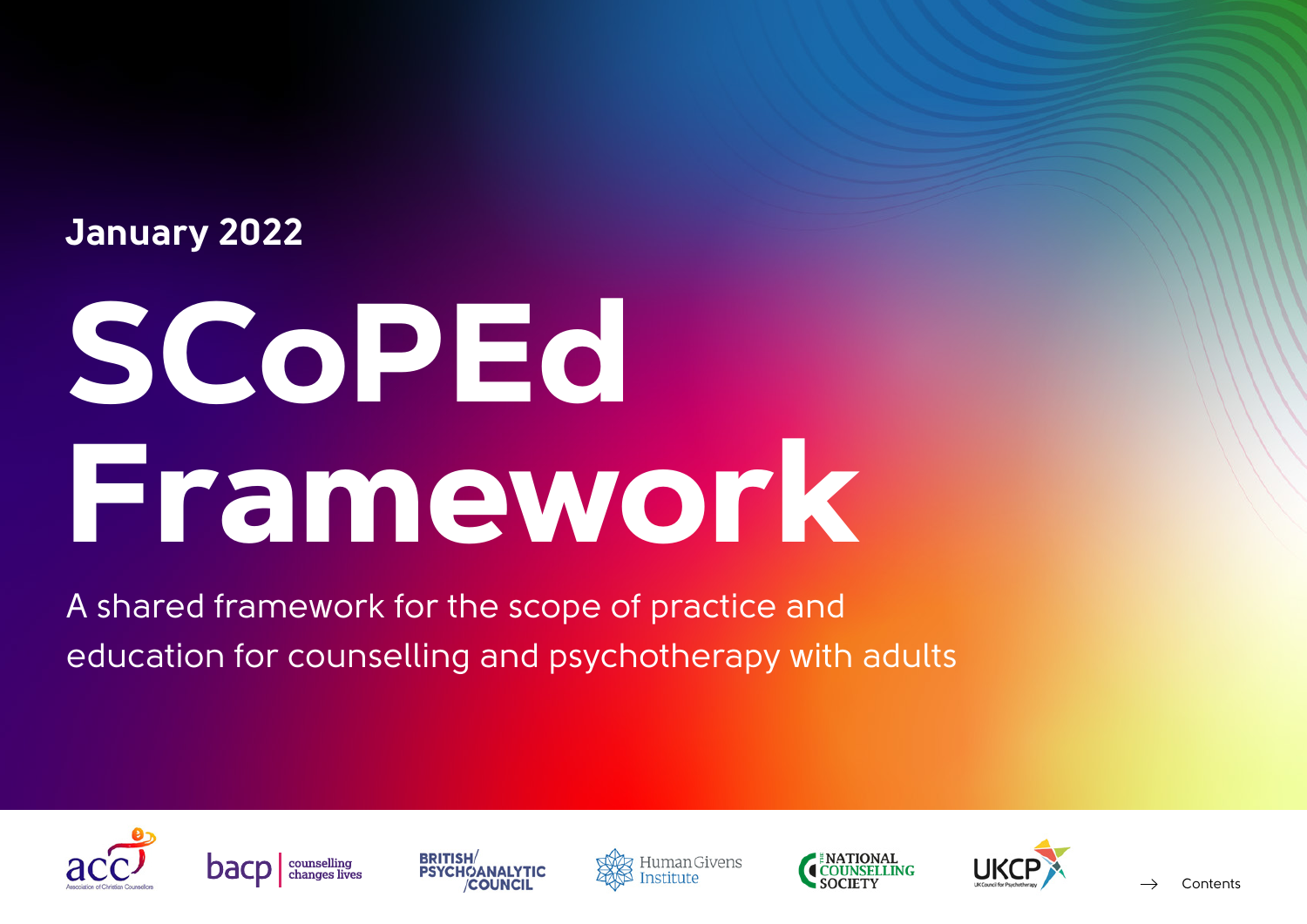January 2022

# SCoPEd Framework

A shared framework for the scope of practice and education for counselling and psychotherapy with adults

→ Contents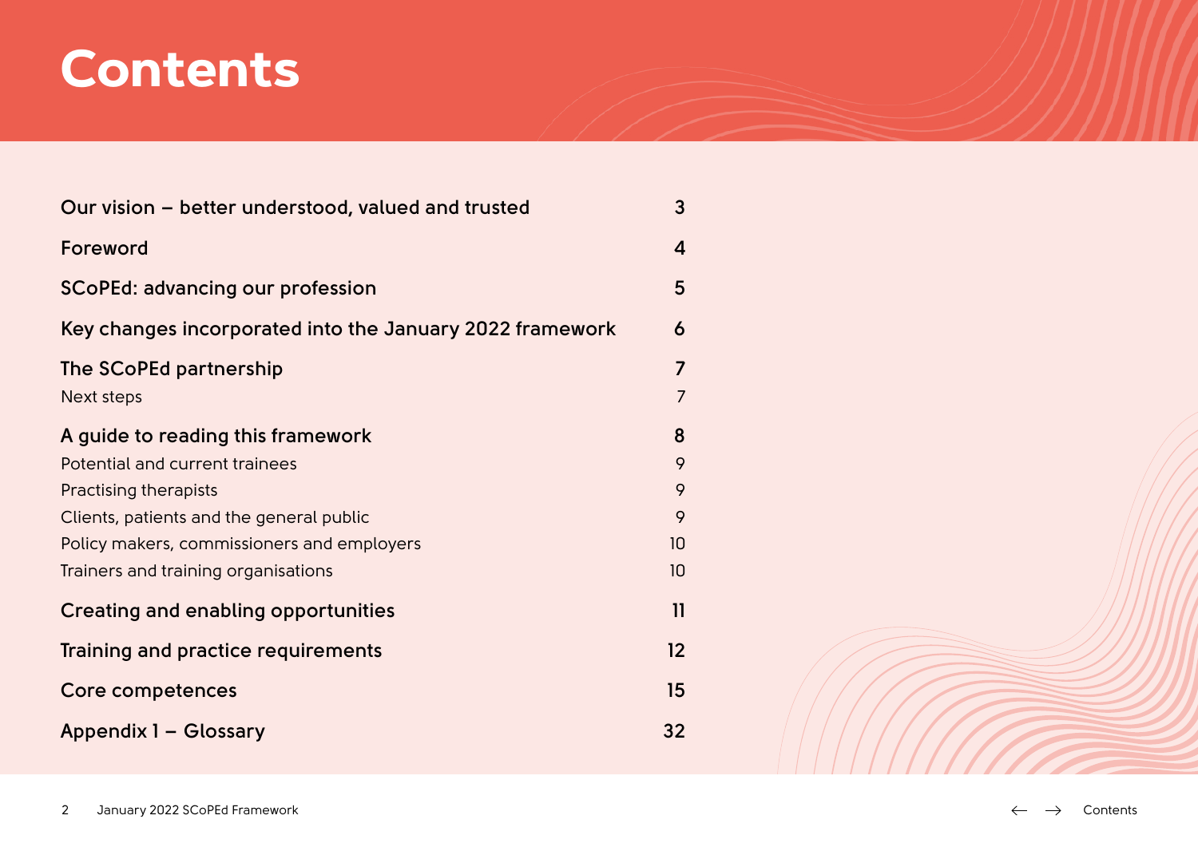# Contents

| | |
|---|---|
| **Our vision – better understood, valued and trusted** | **3** |
| **Foreword** | **4** |
| **SCoPEd: advancing our profession** | **5** |
| **Key changes incorporated into the January 2022 framework** | **6** |
| **The SCoPEd partnership** | **7** |
| Next steps | 7 |
| **A guide to reading this framework** | **8** |
| Potential and current trainees | 9 |
| Practising therapists | 9 |
| Clients, patients and the general public | 9 |
| Policy makers, commissioners and employers | 10 |
| Trainers and training organisations | 10 |
| **Creating and enabling opportunities** | **11** |
| **Training and practice requirements** | **12** |
| **Core competences** | **15** |
| **Appendix 1 – Glossary** | **32** |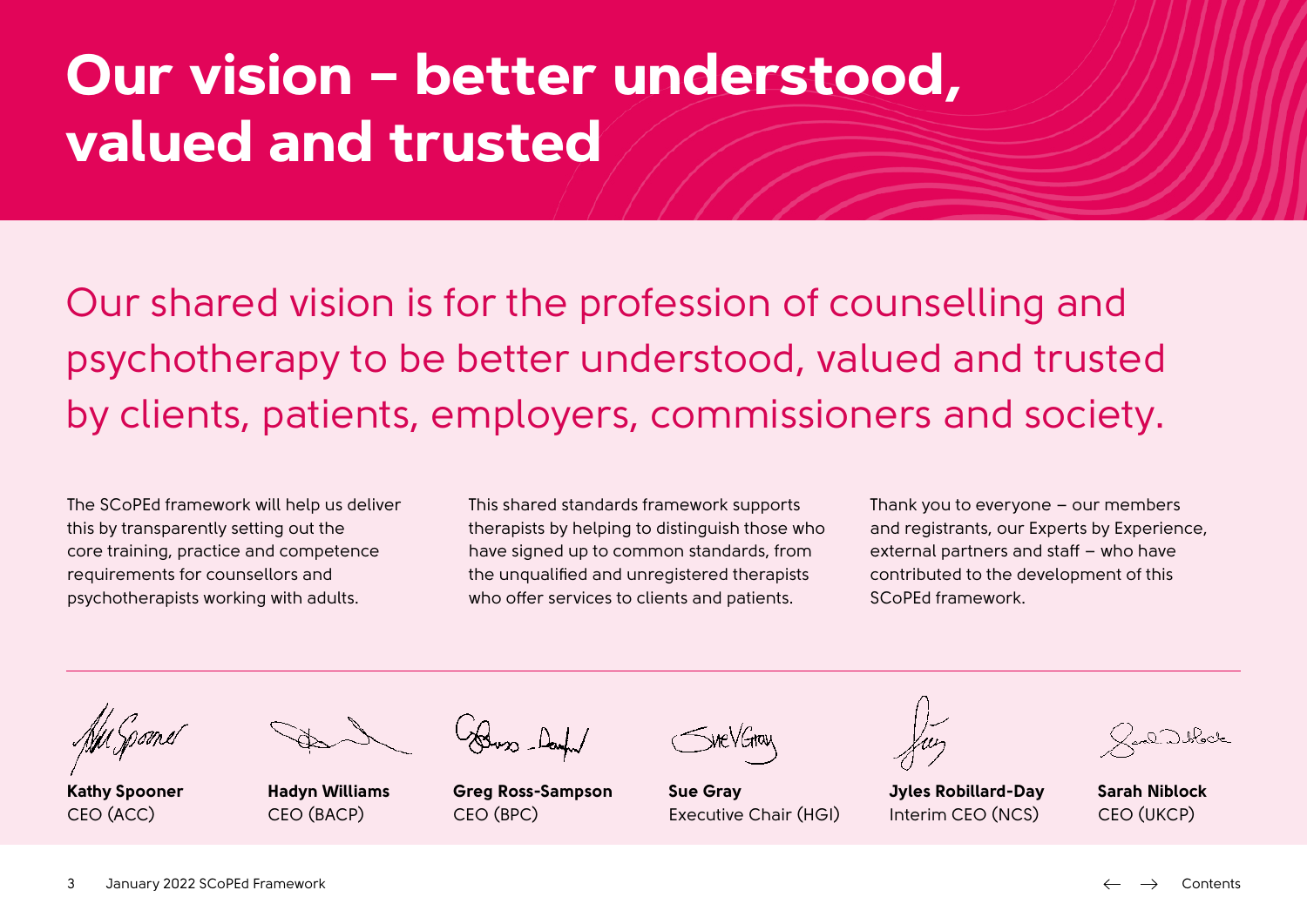# Our vision – better understood, valued and trusted

Our shared vision is for the profession of counselling and psychotherapy to be better understood, valued and trusted by clients, patients, employers, commissioners and society.

The SCoPEd framework will help us deliver this by transparently setting out the core training, practice and competence requirements for counsellors and psychotherapists working with adults.

This shared standards framework supports therapists by helping to distinguish those who have signed up to common standards, from the unqualified and unregistered therapists who offer services to clients and patients.

Thank you to everyone – our members and registrants, our Experts by Experience, external partners and staff – who have contributed to the development of this SCoPEd framework.

**Kathy Spooner**
CEO (ACC)

**Hadyn Williams**
CEO (BACP)

**Greg Ross-Sampson**
CEO (BPC)

**Sue Gray**
Executive Chair (HGI)

**Jyles Robillard-Day**
Interim CEO (NCS)

**Sarah Niblock**
CEO (UKCP)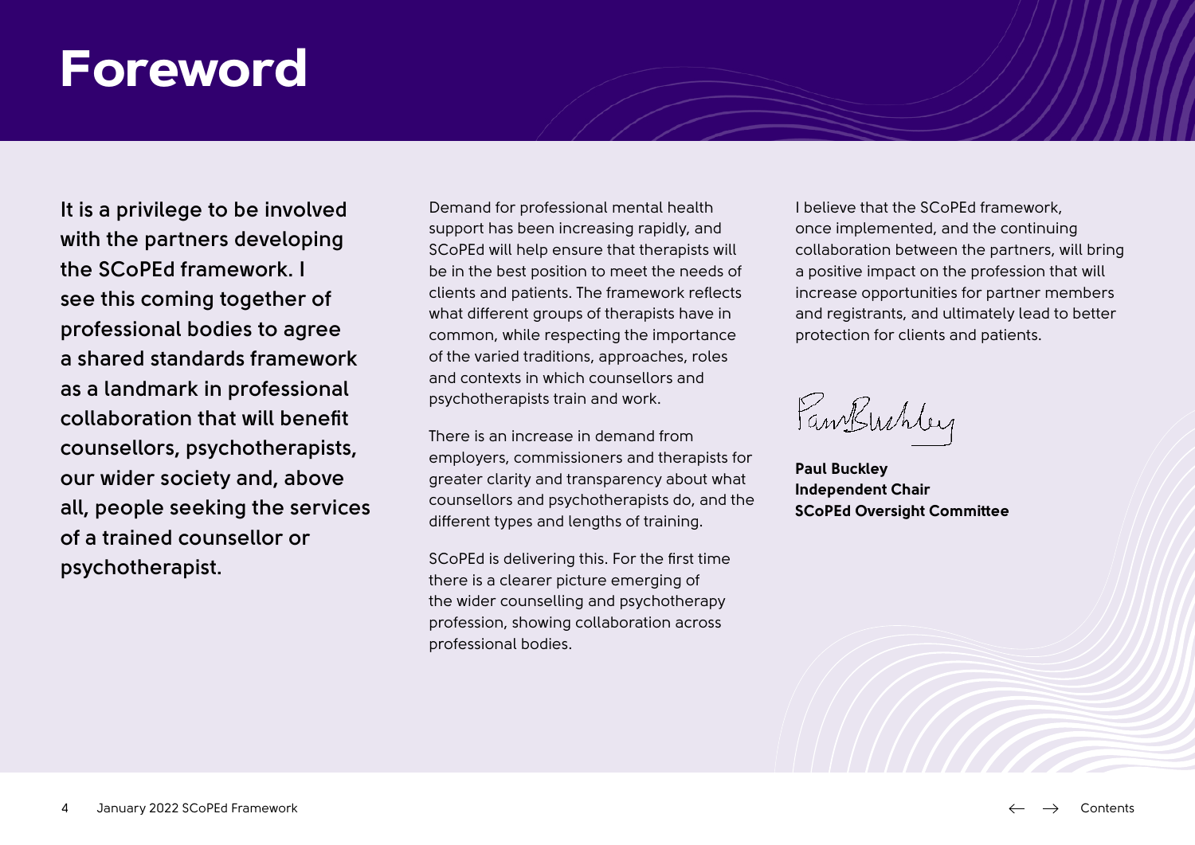# Foreword

**It is a privilege to be involved with the partners developing the SCoPEd framework. I see this coming together of professional bodies to agree a shared standards framework as a landmark in professional collaboration that will benefit counsellors, psychotherapists, our wider society and, above all, people seeking the services of a trained counsellor or psychotherapist.**

Demand for professional mental health support has been increasing rapidly, and SCoPEd will help ensure that therapists will be in the best position to meet the needs of clients and patients. The framework reflects what different groups of therapists have in common, while respecting the importance of the varied traditions, approaches, roles and contexts in which counsellors and psychotherapists train and work.

There is an increase in demand from employers, commissioners and therapists for greater clarity and transparency about what counsellors and psychotherapists do, and the different types and lengths of training.

SCoPEd is delivering this. For the first time there is a clearer picture emerging of the wider counselling and psychotherapy profession, showing collaboration across professional bodies.

I believe that the SCoPEd framework, once implemented, and the continuing collaboration between the partners, will bring a positive impact on the profession that will increase opportunities for partner members and registrants, and ultimately lead to better protection for clients and patients.

**Paul Buckley**
**Independent Chair**
**SCoPEd Oversight Committee**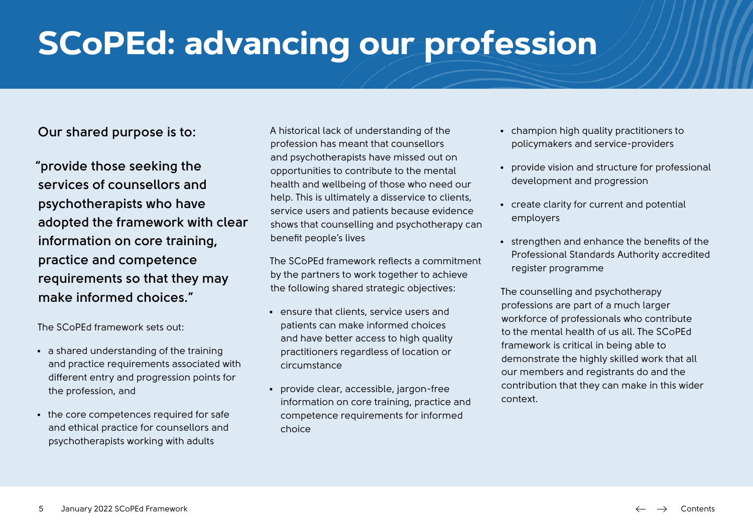# SCoPEd: advancing our profession

Our shared purpose is to:

**"provide those seeking the services of counsellors and psychotherapists who have adopted the framework with clear information on core training, practice and competence requirements so that they may make informed choices."**

The SCoPEd framework sets out:

- a shared understanding of the training and practice requirements associated with different entry and progression points for the profession, and
- the core competences required for safe and ethical practice for counsellors and psychotherapists working with adults

A historical lack of understanding of the profession has meant that counsellors and psychotherapists have missed out on opportunities to contribute to the mental health and wellbeing of those who need our help. This is ultimately a disservice to clients, service users and patients because evidence shows that counselling and psychotherapy can benefit people's lives

The SCoPEd framework reflects a commitment by the partners to work together to achieve the following shared strategic objectives:

- ensure that clients, service users and patients can make informed choices and have better access to high quality practitioners regardless of location or circumstance
- provide clear, accessible, jargon-free information on core training, practice and competence requirements for informed choice
- champion high quality practitioners to policymakers and service-providers
- provide vision and structure for professional development and progression
- create clarity for current and potential employers
- strengthen and enhance the benefits of the Professional Standards Authority accredited register programme

The counselling and psychotherapy professions are part of a much larger workforce of professionals who contribute to the mental health of us all. The SCoPEd framework is critical in being able to demonstrate the highly skilled work that all our members and registrants do and the contribution that they can make in this wider context.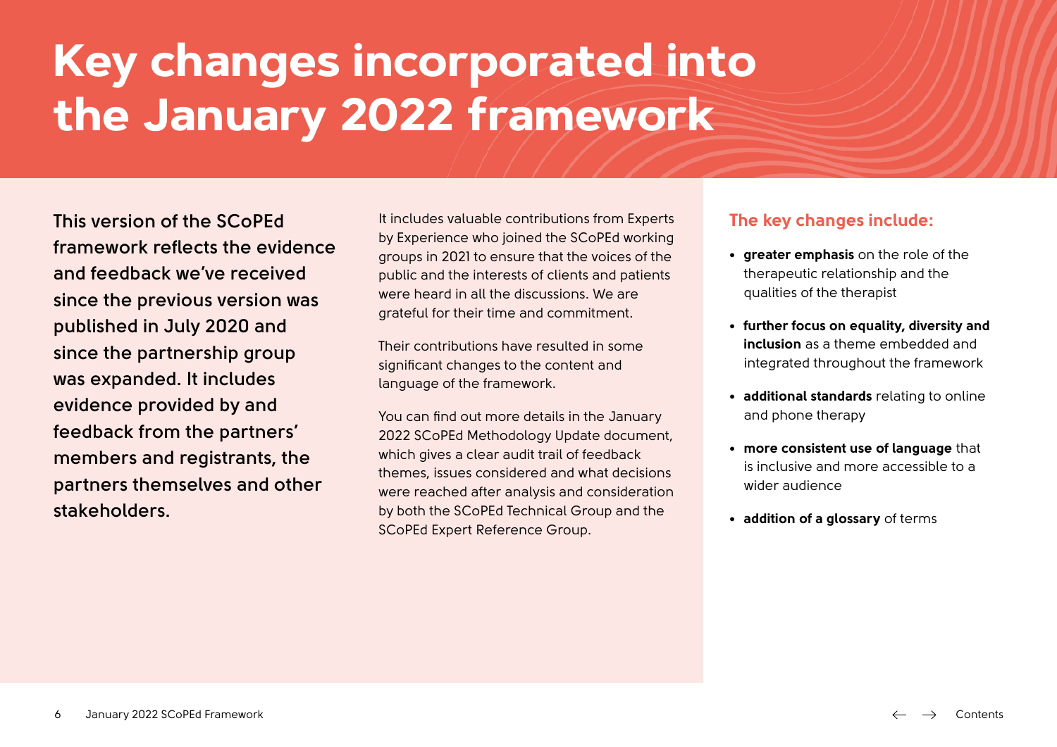# Key changes incorporated into the January 2022 framework

This version of the SCoPEd framework reflects the evidence and feedback we've received since the previous version was published in July 2020 and since the partnership group was expanded. It includes evidence provided by and feedback from the partners' members and registrants, the partners themselves and other stakeholders.

It includes valuable contributions from Experts by Experience who joined the SCoPEd working groups in 2021 to ensure that the voices of the public and the interests of clients and patients were heard in all the discussions. We are grateful for their time and commitment.

Their contributions have resulted in some significant changes to the content and language of the framework.

You can find out more details in the January 2022 SCoPEd Methodology Update document, which gives a clear audit trail of feedback themes, issues considered and what decisions were reached after analysis and consideration by both the SCoPEd Technical Group and the SCoPEd Expert Reference Group.

## The key changes include:

- **greater emphasis** on the role of the therapeutic relationship and the qualities of the therapist
- **further focus on equality, diversity and inclusion** as a theme embedded and integrated throughout the framework
- **additional standards** relating to online and phone therapy
- **more consistent use of language** that is inclusive and more accessible to a wider audience
- **addition of a glossary** of terms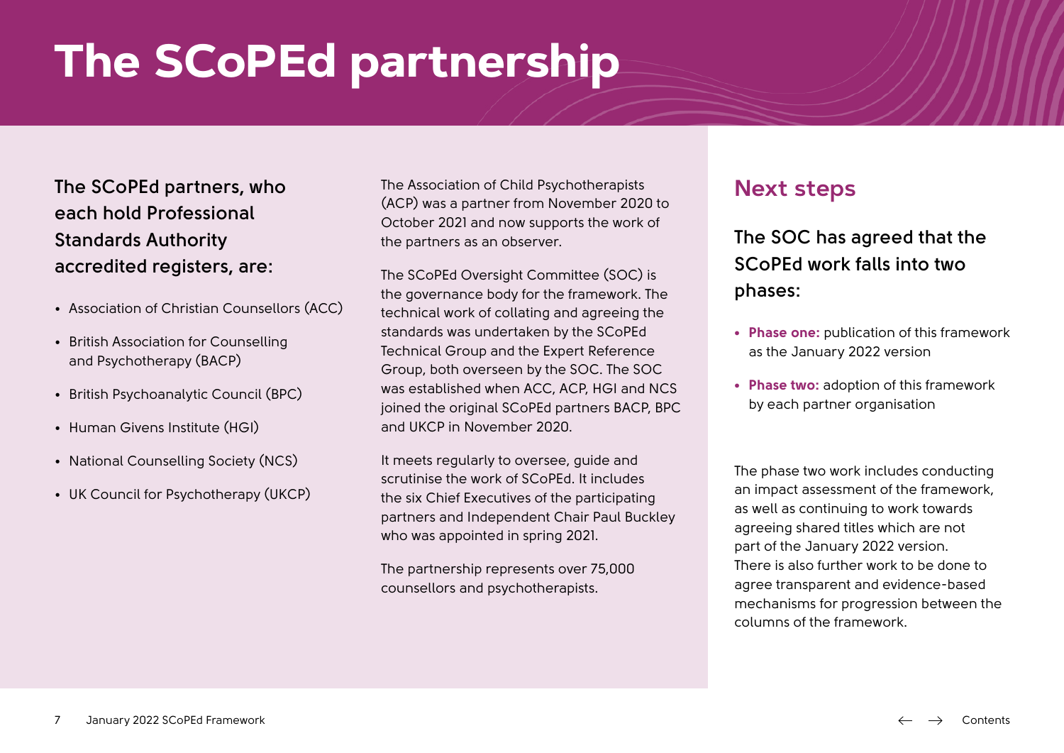# The SCoPEd partnership

**The SCoPEd partners, who each hold Professional Standards Authority accredited registers, are:**

- Association of Christian Counsellors (ACC)
- British Association for Counselling and Psychotherapy (BACP)
- British Psychoanalytic Council (BPC)
- Human Givens Institute (HGI)
- National Counselling Society (NCS)
- UK Council for Psychotherapy (UKCP)

The Association of Child Psychotherapists (ACP) was a partner from November 2020 to October 2021 and now supports the work of the partners as an observer.

The SCoPEd Oversight Committee (SOC) is the governance body for the framework. The technical work of collating and agreeing the standards was undertaken by the SCoPEd Technical Group and the Expert Reference Group, both overseen by the SOC. The SOC was established when ACC, ACP, HGI and NCS joined the original SCoPEd partners BACP, BPC and UKCP in November 2020.

It meets regularly to oversee, guide and scrutinise the work of SCoPEd. It includes the six Chief Executives of the participating partners and Independent Chair Paul Buckley who was appointed in spring 2021.

The partnership represents over 75,000 counsellors and psychotherapists.

## Next steps

**The SOC has agreed that the SCoPEd work falls into two phases:**

- **Phase one:** publication of this framework as the January 2022 version
- **Phase two:** adoption of this framework by each partner organisation

The phase two work includes conducting an impact assessment of the framework, as well as continuing to work towards agreeing shared titles which are not part of the January 2022 version. There is also further work to be done to agree transparent and evidence-based mechanisms for progression between the columns of the framework.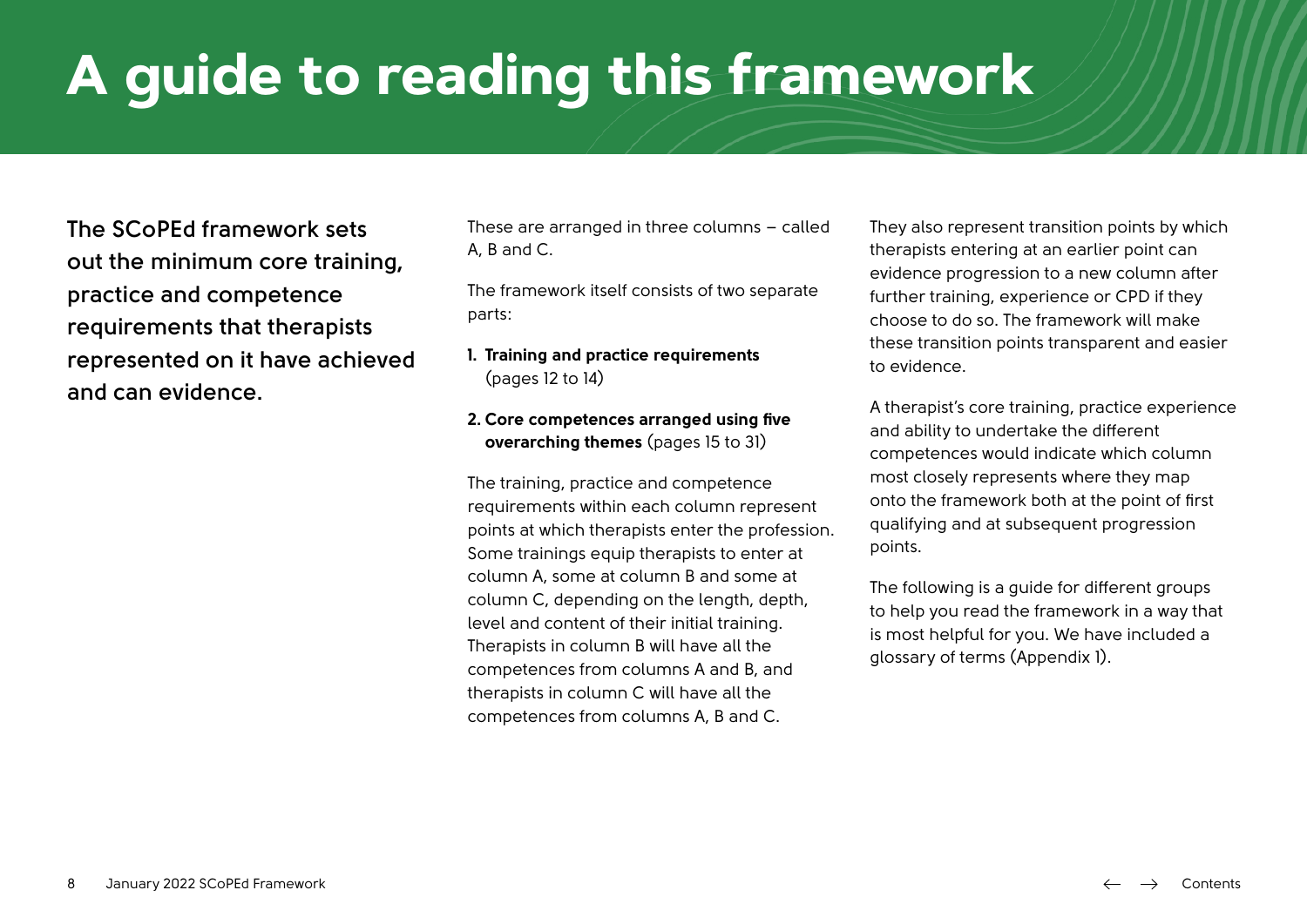# A guide to reading this framework

**The SCoPEd framework sets out the minimum core training, practice and competence requirements that therapists represented on it have achieved and can evidence.**

These are arranged in three columns – called A, B and C.

The framework itself consists of two separate parts:

1. **Training and practice requirements** (pages 12 to 14)
2. **Core competences arranged using five overarching themes** (pages 15 to 31)

The training, practice and competence requirements within each column represent points at which therapists enter the profession. Some trainings equip therapists to enter at column A, some at column B and some at column C, depending on the length, depth, level and content of their initial training. Therapists in column B will have all the competences from columns A and B, and therapists in column C will have all the competences from columns A, B and C.

They also represent transition points by which therapists entering at an earlier point can evidence progression to a new column after further training, experience or CPD if they choose to do so. The framework will make these transition points transparent and easier to evidence.

A therapist's core training, practice experience and ability to undertake the different competences would indicate which column most closely represents where they map onto the framework both at the point of first qualifying and at subsequent progression points.

The following is a guide for different groups to help you read the framework in a way that is most helpful for you. We have included a glossary of terms (Appendix 1).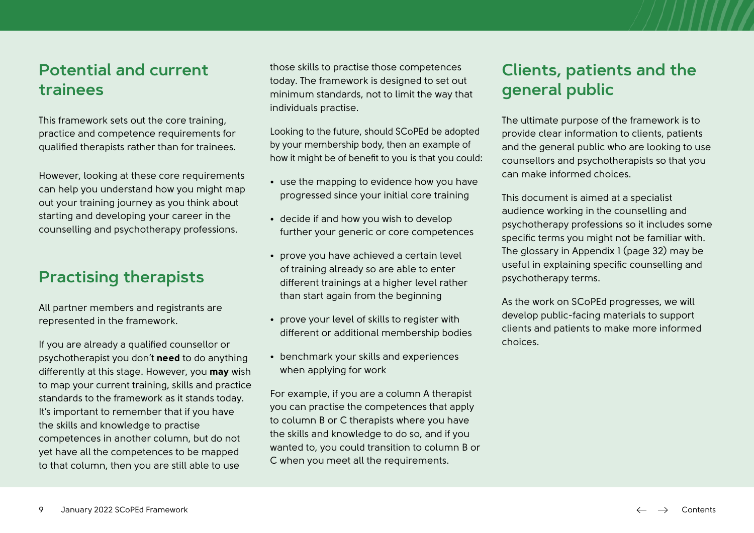## Potential and current trainees

This framework sets out the core training, practice and competence requirements for qualified therapists rather than for trainees.

However, looking at these core requirements can help you understand how you might map out your training journey as you think about starting and developing your career in the counselling and psychotherapy professions.

## Practising therapists

All partner members and registrants are represented in the framework.

If you are already a qualified counsellor or psychotherapist you don't **need** to do anything differently at this stage. However, you **may** wish to map your current training, skills and practice standards to the framework as it stands today. It's important to remember that if you have the skills and knowledge to practise competences in another column, but do not yet have all the competences to be mapped to that column, then you are still able to use those skills to practise those competences today. The framework is designed to set out minimum standards, not to limit the way that individuals practise.

Looking to the future, should SCoPEd be adopted by your membership body, then an example of how it might be of benefit to you is that you could:

- use the mapping to evidence how you have progressed since your initial core training
- decide if and how you wish to develop further your generic or core competences
- prove you have achieved a certain level of training already so are able to enter different trainings at a higher level rather than start again from the beginning
- prove your level of skills to register with different or additional membership bodies
- benchmark your skills and experiences when applying for work

For example, if you are a column A therapist you can practise the competences that apply to column B or C therapists where you have the skills and knowledge to do so, and if you wanted to, you could transition to column B or C when you meet all the requirements.

## Clients, patients and the general public

The ultimate purpose of the framework is to provide clear information to clients, patients and the general public who are looking to use counsellors and psychotherapists so that you can make informed choices.

This document is aimed at a specialist audience working in the counselling and psychotherapy professions so it includes some specific terms you might not be familiar with. The glossary in Appendix 1 (page 32) may be useful in explaining specific counselling and psychotherapy terms.

As the work on SCoPEd progresses, we will develop public-facing materials to support clients and patients to make more informed choices.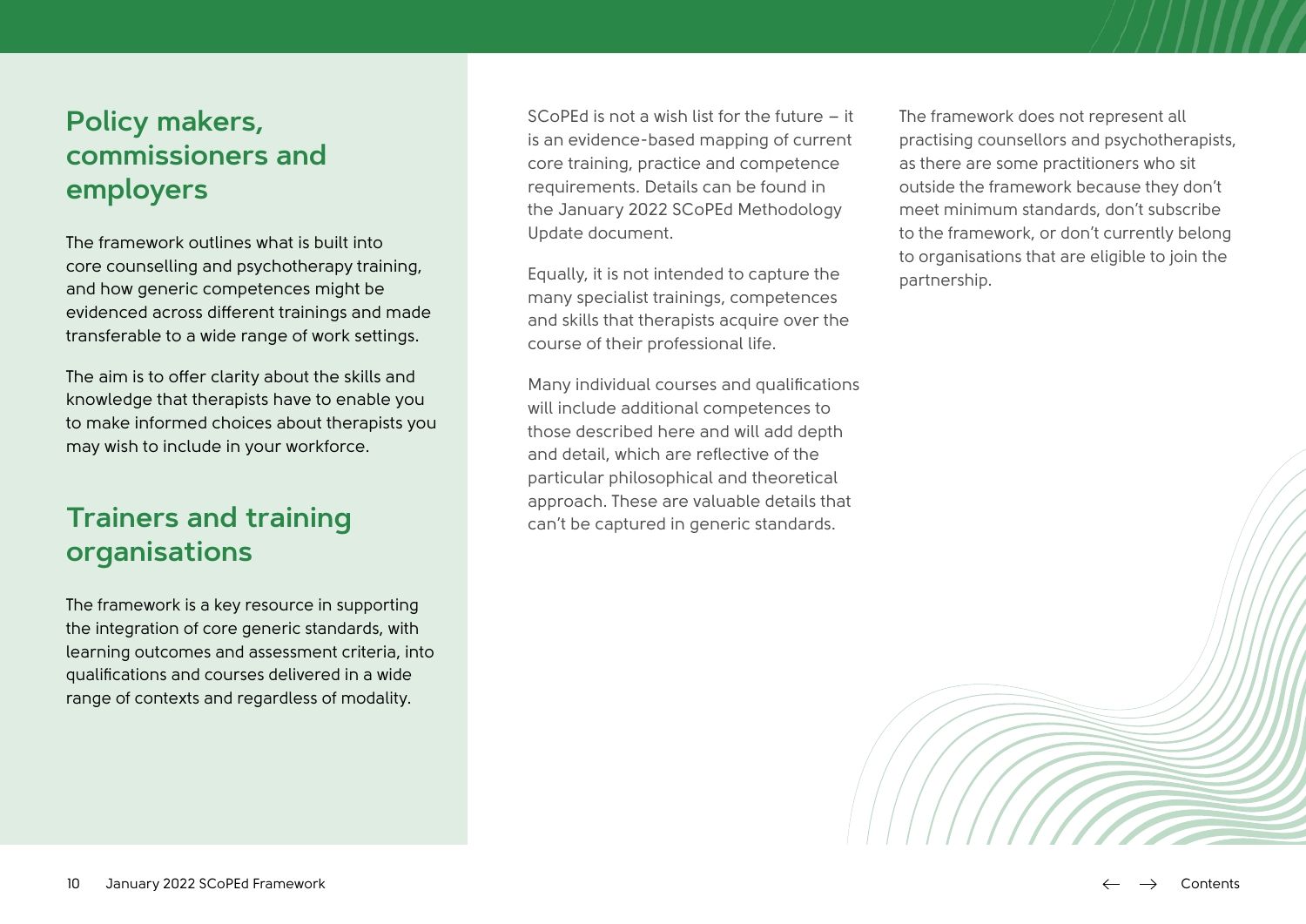## Policy makers, commissioners and employers

The framework outlines what is built into core counselling and psychotherapy training, and how generic competences might be evidenced across different trainings and made transferable to a wide range of work settings.

The aim is to offer clarity about the skills and knowledge that therapists have to enable you to make informed choices about therapists you may wish to include in your workforce.

## Trainers and training organisations

The framework is a key resource in supporting the integration of core generic standards, with learning outcomes and assessment criteria, into qualifications and courses delivered in a wide range of contexts and regardless of modality.

SCoPEd is not a wish list for the future – it is an evidence-based mapping of current core training, practice and competence requirements. Details can be found in the January 2022 SCoPEd Methodology Update document.

Equally, it is not intended to capture the many specialist trainings, competences and skills that therapists acquire over the course of their professional life.

Many individual courses and qualifications will include additional competences to those described here and will add depth and detail, which are reflective of the particular philosophical and theoretical approach. These are valuable details that can't be captured in generic standards.

The framework does not represent all practising counsellors and psychotherapists, as there are some practitioners who sit outside the framework because they don't meet minimum standards, don't subscribe to the framework, or don't currently belong to organisations that are eligible to join the partnership.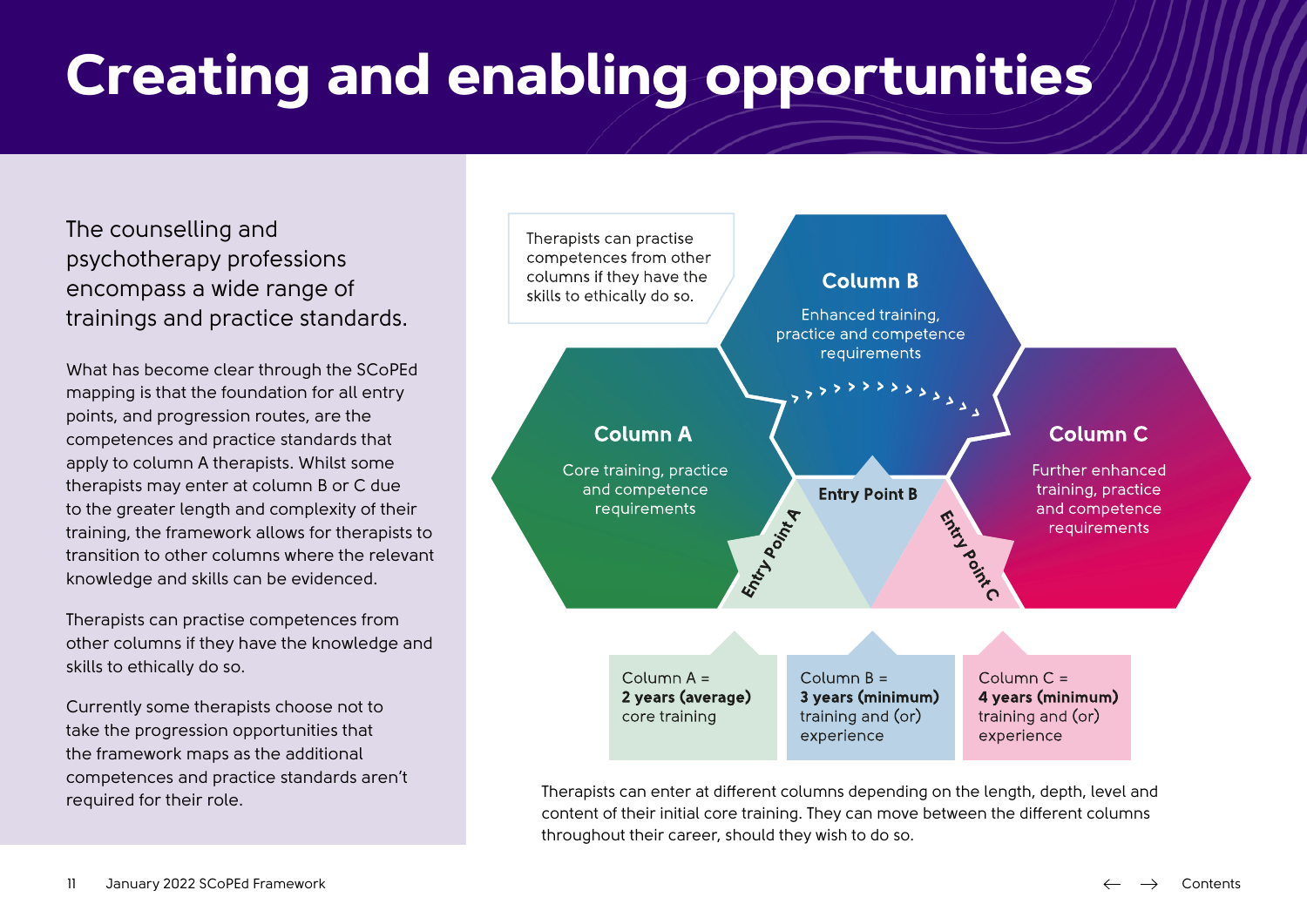# Creating and enabling opportunities

The counselling and psychotherapy professions encompass a wide range of trainings and practice standards.

What has become clear through the SCoPEd mapping is that the foundation for all entry points, and progression routes, are the competences and practice standards that apply to column A therapists. Whilst some therapists may enter at column B or C due to the greater length and complexity of their training, the framework allows for therapists to transition to other columns where the relevant knowledge and skills can be evidenced.

Therapists can practise competences from other columns if they have the knowledge and skills to ethically do so.

Currently some therapists choose not to take the progression opportunities that the framework maps as the additional competences and practice standards aren't required for their role.

Therapists can practise competences from other columns if they have the skills to ethically do so.

**Column A**

Core training, practice and competence requirements

**Column B**

Enhanced training, practice and competence requirements

**Column C**

Further enhanced training, practice and competence requirements

**Entry Point A**

**Entry Point B**

**Entry Point C**

Column A = **2 years (average)** core training

Column B = **3 years (minimum)** training and (or) experience

Column C = **4 years (minimum)** training and (or) experience

Therapists can enter at different columns depending on the length, depth, level and content of their initial core training. They can move between the different columns throughout their career, should they wish to do so.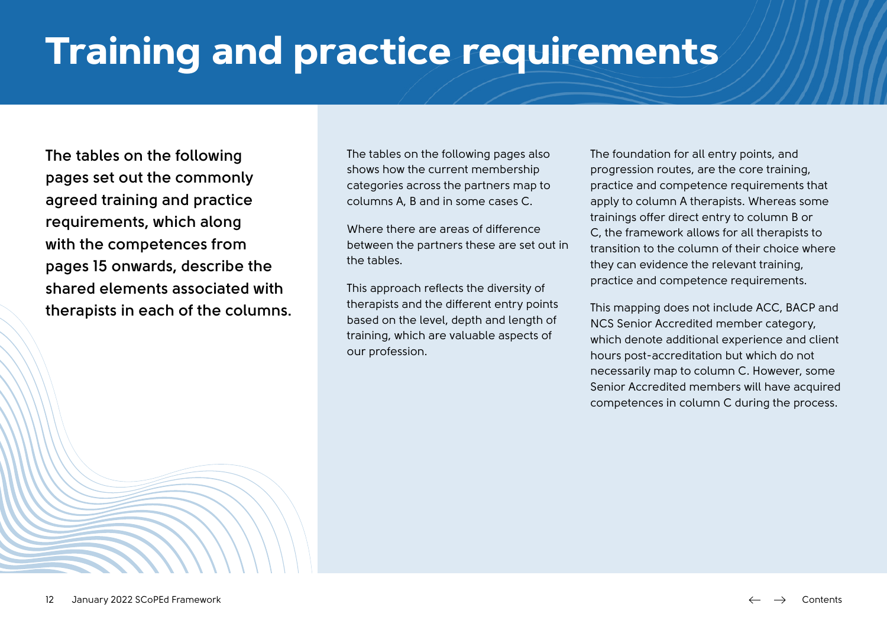# Training and practice requirements

**The tables on the following pages set out the commonly agreed training and practice requirements, which along with the competences from pages 15 onwards, describe the shared elements associated with therapists in each of the columns.**

The tables on the following pages also shows how the current membership categories across the partners map to columns A, B and in some cases C.

Where there are areas of difference between the partners these are set out in the tables.

This approach reflects the diversity of therapists and the different entry points based on the level, depth and length of training, which are valuable aspects of our profession.

The foundation for all entry points, and progression routes, are the core training, practice and competence requirements that apply to column A therapists. Whereas some trainings offer direct entry to column B or C, the framework allows for all therapists to transition to the column of their choice where they can evidence the relevant training, practice and competence requirements.

This mapping does not include ACC, BACP and NCS Senior Accredited member category, which denote additional experience and client hours post-accreditation but which do not necessarily map to column C. However, some Senior Accredited members will have acquired competences in column C during the process.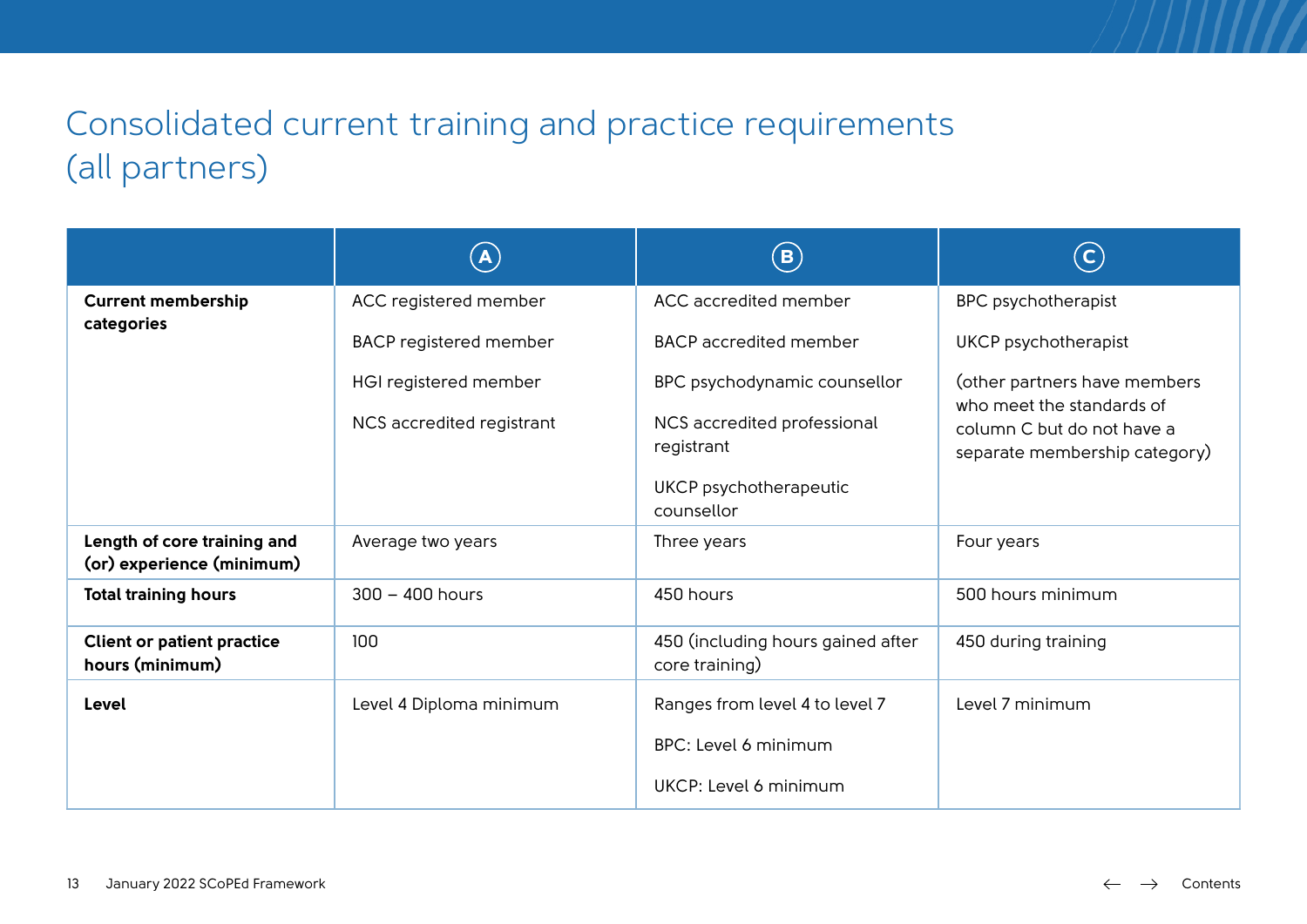# Consolidated current training and practice requirements (all partners)

| | A | B | C |
|---|---|---|---|
| **Current membership categories** | ACC registered member<br><br>BACP registered member<br><br>HGI registered member<br><br>NCS accredited registrant | ACC accredited member<br><br>BACP accredited member<br><br>BPC psychodynamic counsellor<br><br>NCS accredited professional registrant<br><br>UKCP psychotherapeutic counsellor | BPC psychotherapist<br><br>UKCP psychotherapist<br><br>(other partners have members who meet the standards of column C but do not have a separate membership category) |
| **Length of core training and (or) experience (minimum)** | Average two years | Three years | Four years |
| **Total training hours** | 300 – 400 hours | 450 hours | 500 hours minimum |
| **Client or patient practice hours (minimum)** | 100 | 450 (including hours gained after core training) | 450 during training |
| **Level** | Level 4 Diploma minimum | Ranges from level 4 to level 7<br><br>BPC: Level 6 minimum<br><br>UKCP: Level 6 minimum | Level 7 minimum |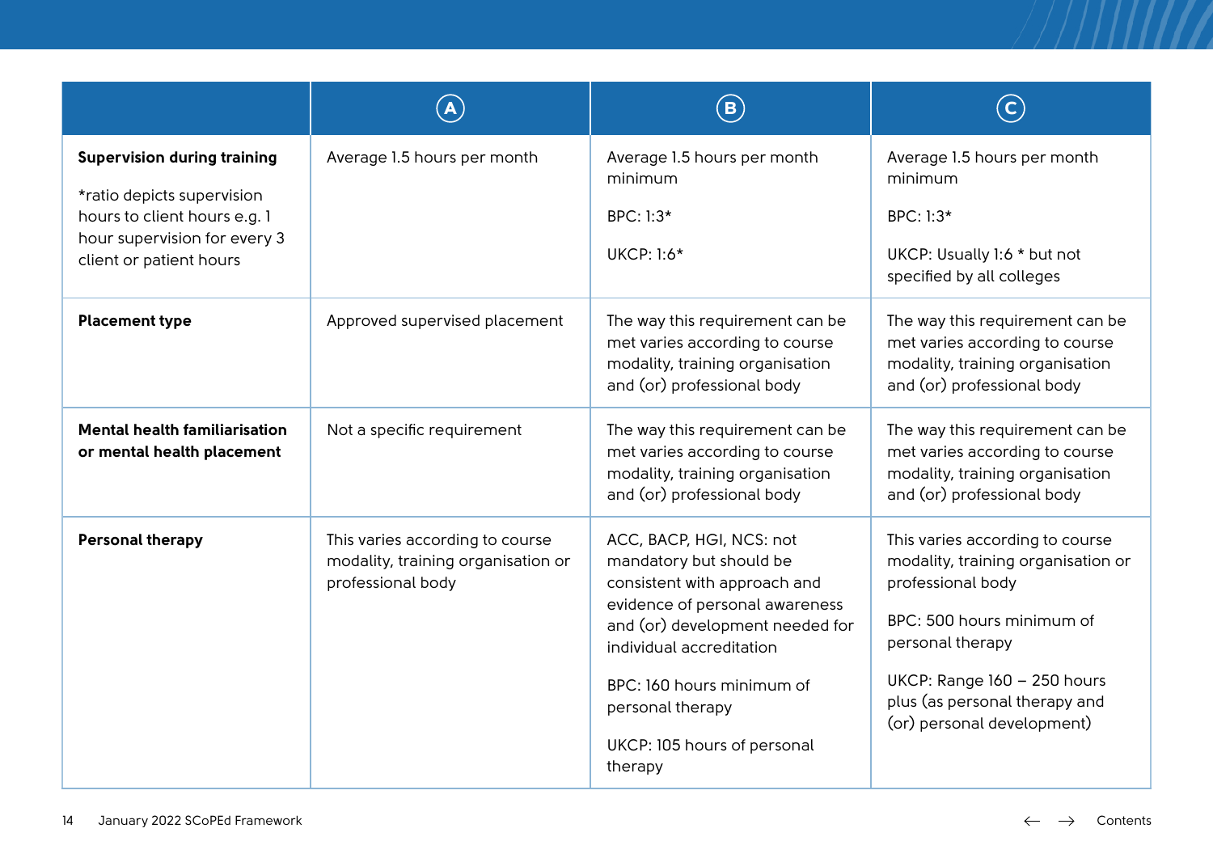| | A | B | C |
|---|---|---|---|
| **Supervision during training**<br><br>*ratio depicts supervision hours to client hours e.g. 1 hour supervision for every 3 client or patient hours | Average 1.5 hours per month | Average 1.5 hours per month minimum<br><br>BPC: 1:3*<br><br>UKCP: 1:6* | Average 1.5 hours per month minimum<br><br>BPC: 1:3*<br><br>UKCP: Usually 1:6 * but not specified by all colleges |
| **Placement type** | Approved supervised placement | The way this requirement can be met varies according to course modality, training organisation and (or) professional body | The way this requirement can be met varies according to course modality, training organisation and (or) professional body |
| **Mental health familiarisation or mental health placement** | Not a specific requirement | The way this requirement can be met varies according to course modality, training organisation and (or) professional body | The way this requirement can be met varies according to course modality, training organisation and (or) professional body |
| **Personal therapy** | This varies according to course modality, training organisation or professional body | ACC, BACP, HGI, NCS: not mandatory but should be consistent with approach and evidence of personal awareness and (or) development needed for individual accreditation<br><br>BPC: 160 hours minimum of personal therapy<br><br>UKCP: 105 hours of personal therapy | This varies according to course modality, training organisation or professional body<br><br>BPC: 500 hours minimum of personal therapy<br><br>UKCP: Range 160 – 250 hours plus (as personal therapy and (or) personal development) |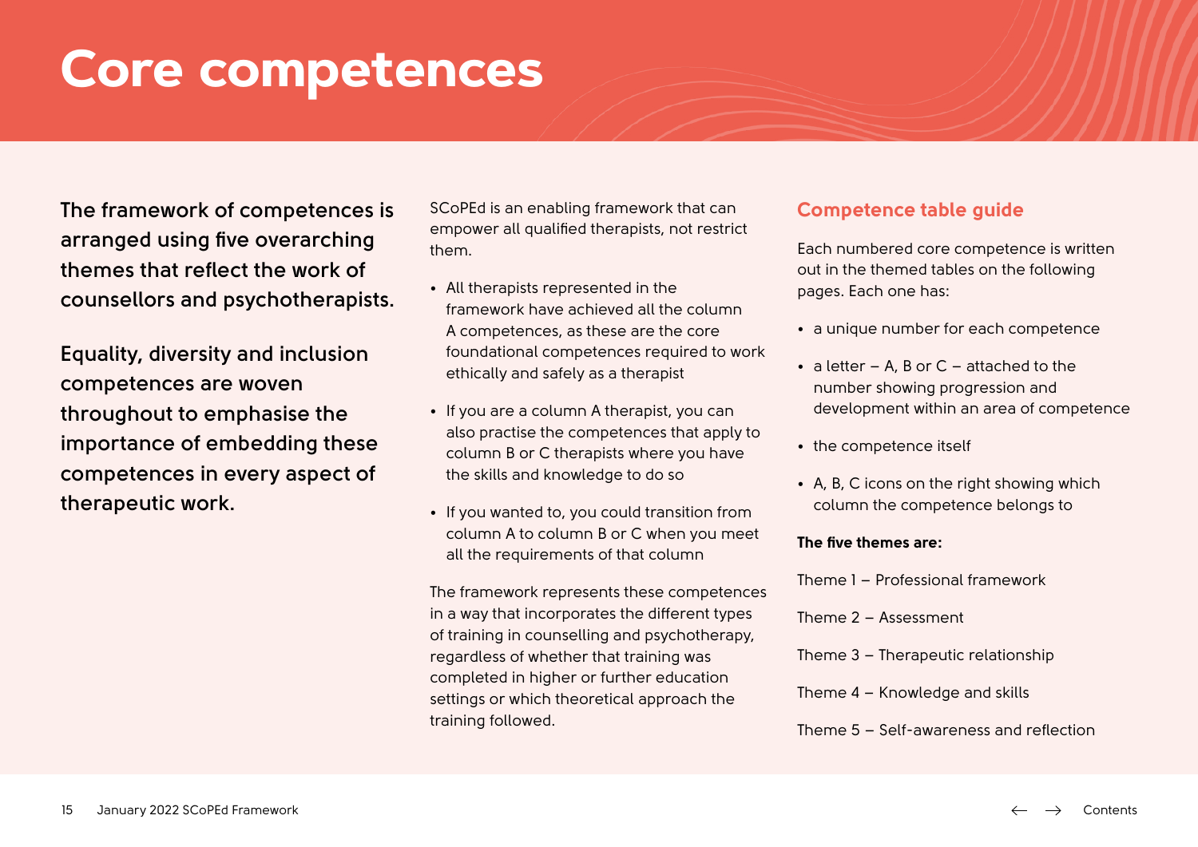# Core competences

**The framework of competences is arranged using five overarching themes that reflect the work of counsellors and psychotherapists.**

**Equality, diversity and inclusion competences are woven throughout to emphasise the importance of embedding these competences in every aspect of therapeutic work.**

SCoPEd is an enabling framework that can empower all qualified therapists, not restrict them.

- All therapists represented in the framework have achieved all the column A competences, as these are the core foundational competences required to work ethically and safely as a therapist
- If you are a column A therapist, you can also practise the competences that apply to column B or C therapists where you have the skills and knowledge to do so
- If you wanted to, you could transition from column A to column B or C when you meet all the requirements of that column

The framework represents these competences in a way that incorporates the different types of training in counselling and psychotherapy, regardless of whether that training was completed in higher or further education settings or which theoretical approach the training followed.

## Competence table guide

Each numbered core competence is written out in the themed tables on the following pages. Each one has:

- a unique number for each competence
- a letter – A, B or C – attached to the number showing progression and development within an area of competence
- the competence itself
- A, B, C icons on the right showing which column the competence belongs to

**The five themes are:**

Theme 1 – Professional framework

Theme 2 – Assessment

Theme 3 – Therapeutic relationship

Theme 4 – Knowledge and skills

Theme 5 – Self-awareness and reflection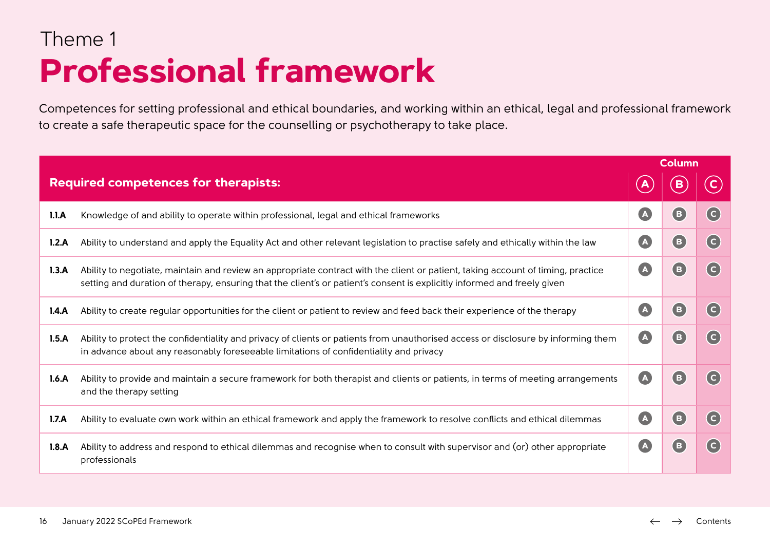Theme 1

# Professional framework

Competences for setting professional and ethical boundaries, and working within an ethical, legal and professional framework to create a safe therapeutic space for the counselling or psychotherapy to take place.

| Required competences for therapists: | | Column A | Column B | Column C |
|---|---|---|---|---|
| **1.1.A** | Knowledge of and ability to operate within professional, legal and ethical frameworks | A | B | C |
| **1.2.A** | Ability to understand and apply the Equality Act and other relevant legislation to practise safely and ethically within the law | A | B | C |
| **1.3.A** | Ability to negotiate, maintain and review an appropriate contract with the client or patient, taking account of timing, practice setting and duration of therapy, ensuring that the client's or patient's consent is explicitly informed and freely given | A | B | C |
| **1.4.A** | Ability to create regular opportunities for the client or patient to review and feed back their experience of the therapy | A | B | C |
| **1.5.A** | Ability to protect the confidentiality and privacy of clients or patients from unauthorised access or disclosure by informing them in advance about any reasonably foreseeable limitations of confidentiality and privacy | A | B | C |
| **1.6.A** | Ability to provide and maintain a secure framework for both therapist and clients or patients, in terms of meeting arrangements and the therapy setting | A | B | C |
| **1.7.A** | Ability to evaluate own work within an ethical framework and apply the framework to resolve conflicts and ethical dilemmas | A | B | C |
| **1.8.A** | Ability to address and respond to ethical dilemmas and recognise when to consult with supervisor and (or) other appropriate professionals | A | B | C |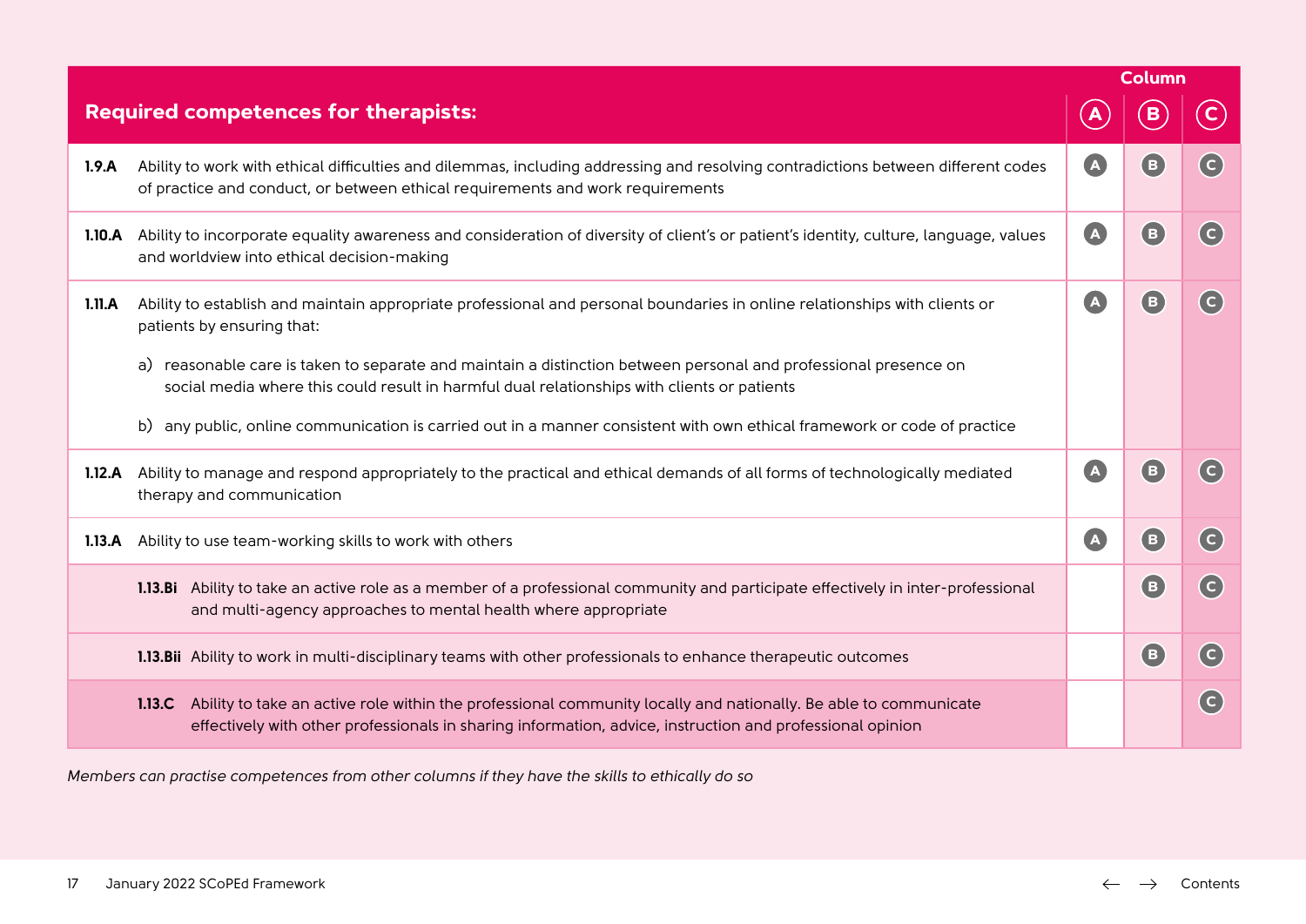| Required competences for therapists: | Column A | Column B | Column C |
|---|---|---|---|
| **1.9.A** Ability to work with ethical difficulties and dilemmas, including addressing and resolving contradictions between different codes of practice and conduct, or between ethical requirements and work requirements | A | B | C |
| **1.10.A** Ability to incorporate equality awareness and consideration of diversity of client's or patient's identity, culture, language, values and worldview into ethical decision-making | A | B | C |
| **1.11.A** Ability to establish and maintain appropriate professional and personal boundaries in online relationships with clients or patients by ensuring that:<br><br>a) reasonable care is taken to separate and maintain a distinction between personal and professional presence on social media where this could result in harmful dual relationships with clients or patients<br><br>b) any public, online communication is carried out in a manner consistent with own ethical framework or code of practice | A | B | C |
| **1.12.A** Ability to manage and respond appropriately to the practical and ethical demands of all forms of technologically mediated therapy and communication | A | B | C |
| **1.13.A** Ability to use team-working skills to work with others | A | B | C |
| **1.13.Bi** Ability to take an active role as a member of a professional community and participate effectively in inter-professional and multi-agency approaches to mental health where appropriate | | B | C |
| **1.13.Bii** Ability to work in multi-disciplinary teams with other professionals to enhance therapeutic outcomes | | B | C |
| **1.13.C** Ability to take an active role within the professional community locally and nationally. Be able to communicate effectively with other professionals in sharing information, advice, instruction and professional opinion | | | C |

*Members can practise competences from other columns if they have the skills to ethically do so*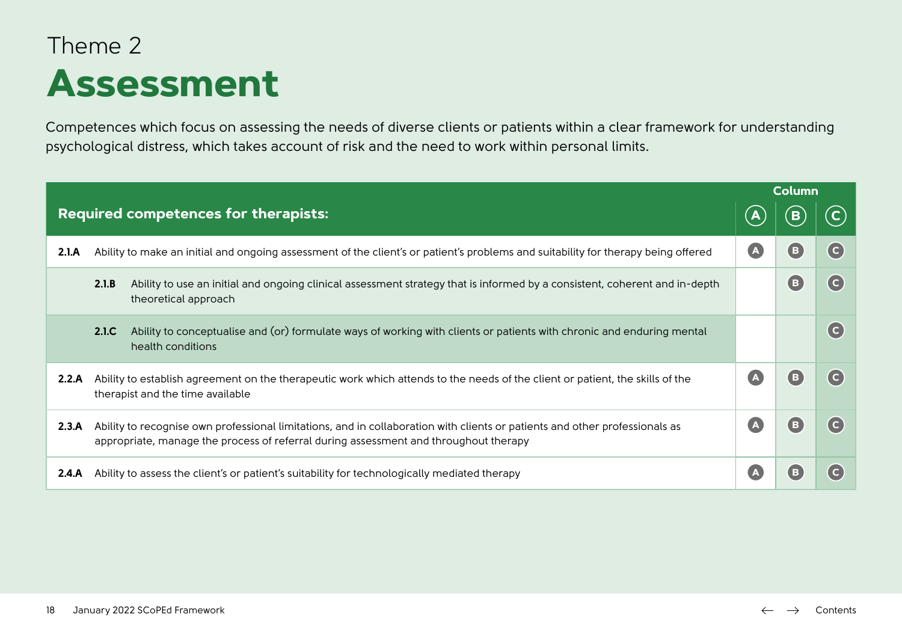Theme 2

# Assessment

Competences which focus on assessing the needs of diverse clients or patients within a clear framework for understanding psychological distress, which takes account of risk and the need to work within personal limits.

| Required competences for therapists: | Column A | Column B | Column C |
|---|---|---|---|
| **2.1.A** Ability to make an initial and ongoing assessment of the client's or patient's problems and suitability for therapy being offered | A | B | C |
| **2.1.B** Ability to use an initial and ongoing clinical assessment strategy that is informed by a consistent, coherent and in-depth theoretical approach | | B | C |
| **2.1.C** Ability to conceptualise and (or) formulate ways of working with clients or patients with chronic and enduring mental health conditions | | | C |
| **2.2.A** Ability to establish agreement on the therapeutic work which attends to the needs of the client or patient, the skills of the therapist and the time available | A | B | C |
| **2.3.A** Ability to recognise own professional limitations, and in collaboration with clients or patients and other professionals as appropriate, manage the process of referral during assessment and throughout therapy | A | B | C |
| **2.4.A** Ability to assess the client's or patient's suitability for technologically mediated therapy | A | B | C |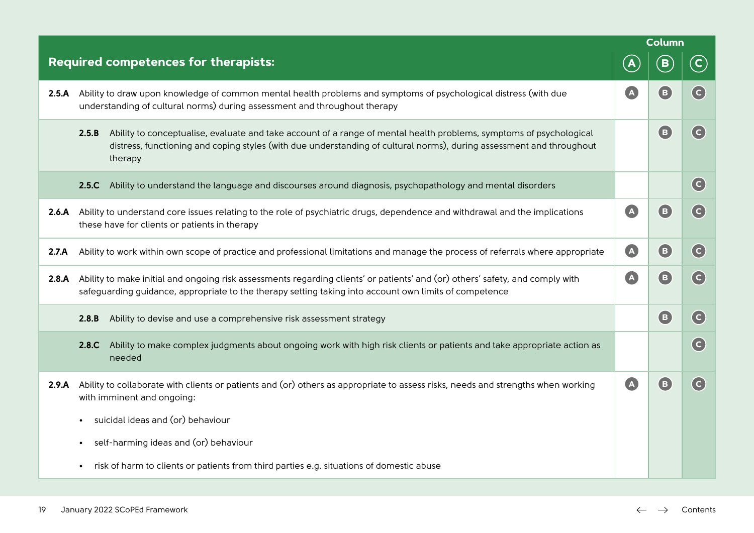| Required competences for therapists: | Column A | Column B | Column C |
|---|---|---|---|
| **2.5.A** Ability to draw upon knowledge of common mental health problems and symptoms of psychological distress (with due understanding of cultural norms) during assessment and throughout therapy | A | B | C |
| **2.5.B** Ability to conceptualise, evaluate and take account of a range of mental health problems, symptoms of psychological distress, functioning and coping styles (with due understanding of cultural norms), during assessment and throughout therapy | | B | C |
| **2.5.C** Ability to understand the language and discourses around diagnosis, psychopathology and mental disorders | | | C |
| **2.6.A** Ability to understand core issues relating to the role of psychiatric drugs, dependence and withdrawal and the implications these have for clients or patients in therapy | A | B | C |
| **2.7.A** Ability to work within own scope of practice and professional limitations and manage the process of referrals where appropriate | A | B | C |
| **2.8.A** Ability to make initial and ongoing risk assessments regarding clients' or patients' and (or) others' safety, and comply with safeguarding guidance, appropriate to the therapy setting taking into account own limits of competence | A | B | C |
| **2.8.B** Ability to devise and use a comprehensive risk assessment strategy | | B | C |
| **2.8.C** Ability to make complex judgments about ongoing work with high risk clients or patients and take appropriate action as needed | | | C |
| **2.9.A** Ability to collaborate with clients or patients and (or) others as appropriate to assess risks, needs and strengths when working with imminent and ongoing:<br>• suicidal ideas and (or) behaviour<br>• self-harming ideas and (or) behaviour<br>• risk of harm to clients or patients from third parties e.g. situations of domestic abuse | A | B | C |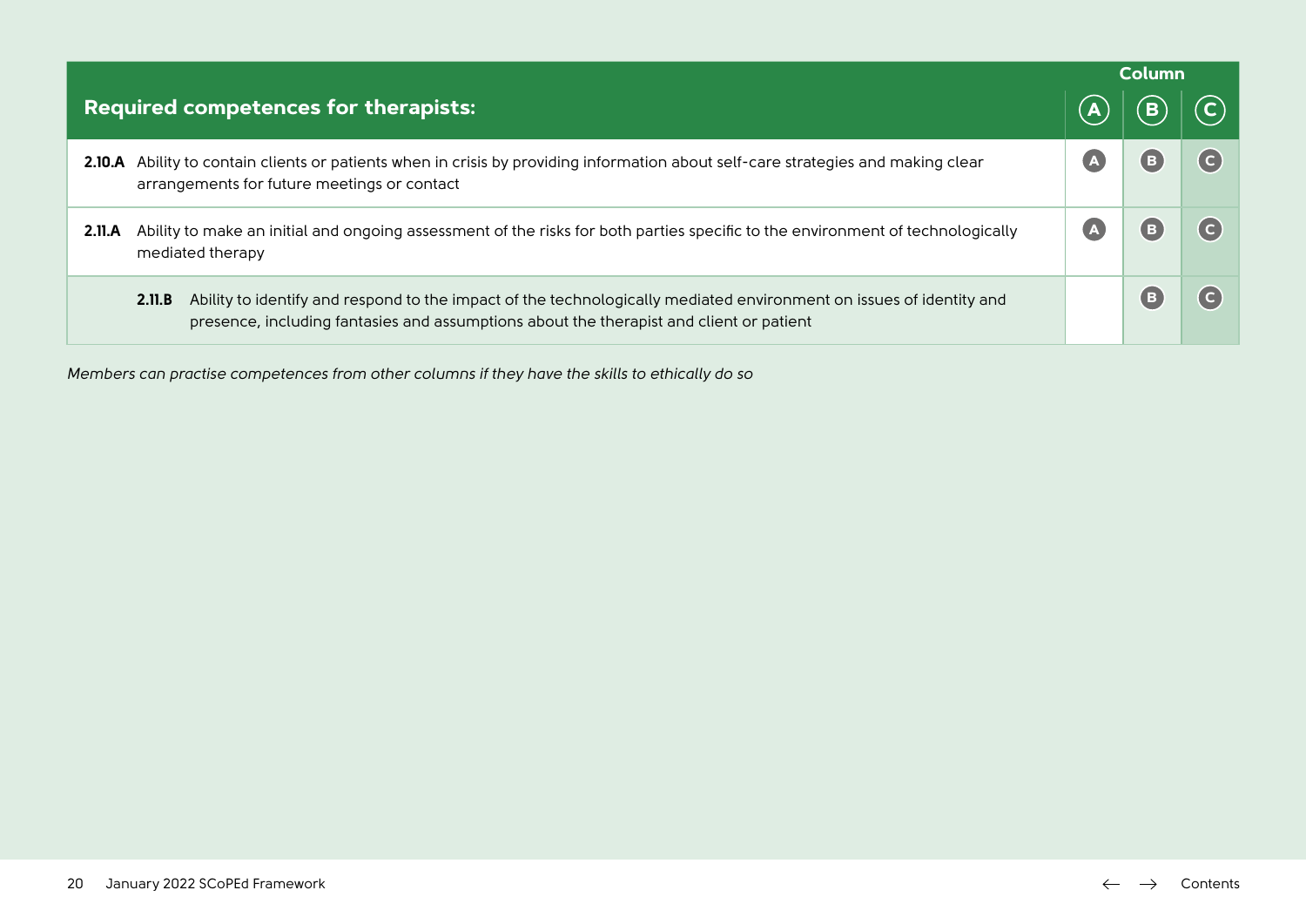| Required competences for therapists: | Column A | Column B | Column C |
|---|---|---|---|
| **2.10.A** Ability to contain clients or patients when in crisis by providing information about self-care strategies and making clear arrangements for future meetings or contact | A | B | C |
| **2.11.A** Ability to make an initial and ongoing assessment of the risks for both parties specific to the environment of technologically mediated therapy | A | B | C |
| **2.11.B** Ability to identify and respond to the impact of the technologically mediated environment on issues of identity and presence, including fantasies and assumptions about the therapist and client or patient | | B | C |

*Members can practise competences from other columns if they have the skills to ethically do so*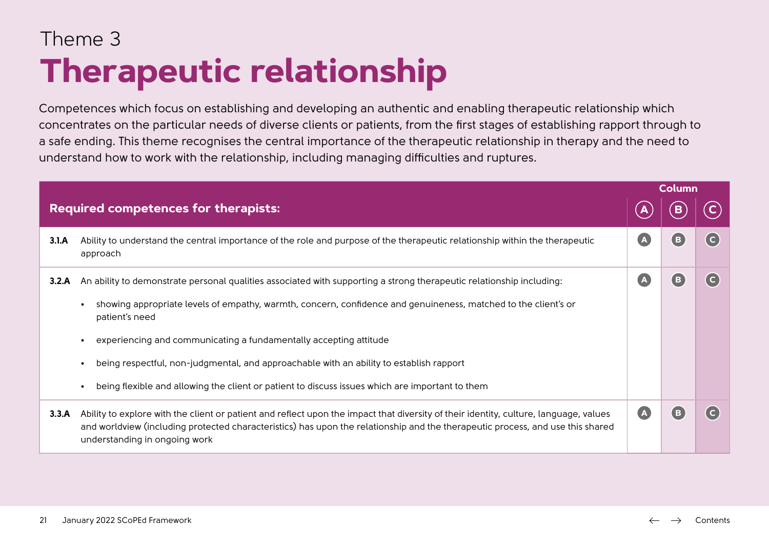Theme 3

# Therapeutic relationship

Competences which focus on establishing and developing an authentic and enabling therapeutic relationship which concentrates on the particular needs of diverse clients or patients, from the first stages of establishing rapport through to a safe ending. This theme recognises the central importance of the therapeutic relationship in therapy and the need to understand how to work with the relationship, including managing difficulties and ruptures.

| Required competences for therapists: | Column A | Column B | Column C |
|---|---|---|---|
| **3.1.A** Ability to understand the central importance of the role and purpose of the therapeutic relationship within the therapeutic approach | A | B | C |
| **3.2.A** An ability to demonstrate personal qualities associated with supporting a strong therapeutic relationship including:<br>• showing appropriate levels of empathy, warmth, concern, confidence and genuineness, matched to the client's or patient's need<br>• experiencing and communicating a fundamentally accepting attitude<br>• being respectful, non-judgmental, and approachable with an ability to establish rapport<br>• being flexible and allowing the client or patient to discuss issues which are important to them | A | B | C |
| **3.3.A** Ability to explore with the client or patient and reflect upon the impact that diversity of their identity, culture, language, values and worldview (including protected characteristics) has upon the relationship and the therapeutic process, and use this shared understanding in ongoing work | A | B | C |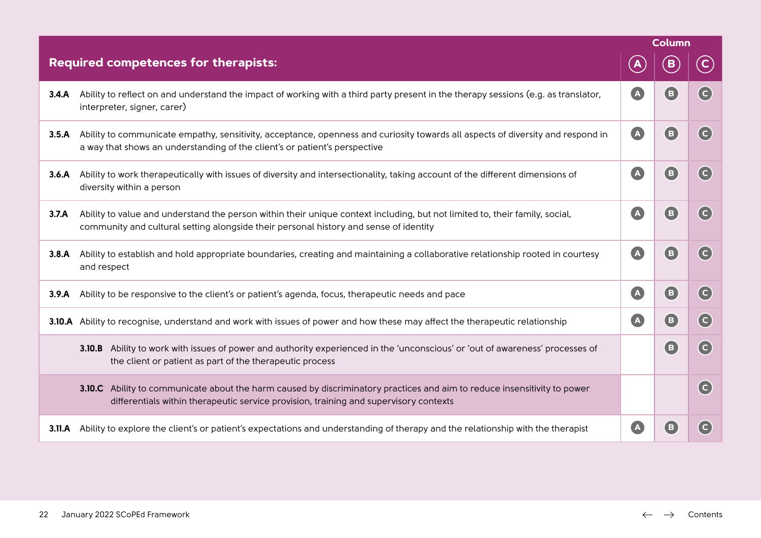| Required competences for therapists: | Column A | Column B | Column C |
|---|---|---|---|
| **3.4.A** Ability to reflect on and understand the impact of working with a third party present in the therapy sessions (e.g. as translator, interpreter, signer, carer) | A | B | C |
| **3.5.A** Ability to communicate empathy, sensitivity, acceptance, openness and curiosity towards all aspects of diversity and respond in a way that shows an understanding of the client's or patient's perspective | A | B | C |
| **3.6.A** Ability to work therapeutically with issues of diversity and intersectionality, taking account of the different dimensions of diversity within a person | A | B | C |
| **3.7.A** Ability to value and understand the person within their unique context including, but not limited to, their family, social, community and cultural setting alongside their personal history and sense of identity | A | B | C |
| **3.8.A** Ability to establish and hold appropriate boundaries, creating and maintaining a collaborative relationship rooted in courtesy and respect | A | B | C |
| **3.9.A** Ability to be responsive to the client's or patient's agenda, focus, therapeutic needs and pace | A | B | C |
| **3.10.A** Ability to recognise, understand and work with issues of power and how these may affect the therapeutic relationship | A | B | C |
| **3.10.B** Ability to work with issues of power and authority experienced in the 'unconscious' or 'out of awareness' processes of the client or patient as part of the therapeutic process | | B | C |
| **3.10.C** Ability to communicate about the harm caused by discriminatory practices and aim to reduce insensitivity to power differentials within therapeutic service provision, training and supervisory contexts | | | C |
| **3.11.A** Ability to explore the client's or patient's expectations and understanding of therapy and the relationship with the therapist | A | B | C |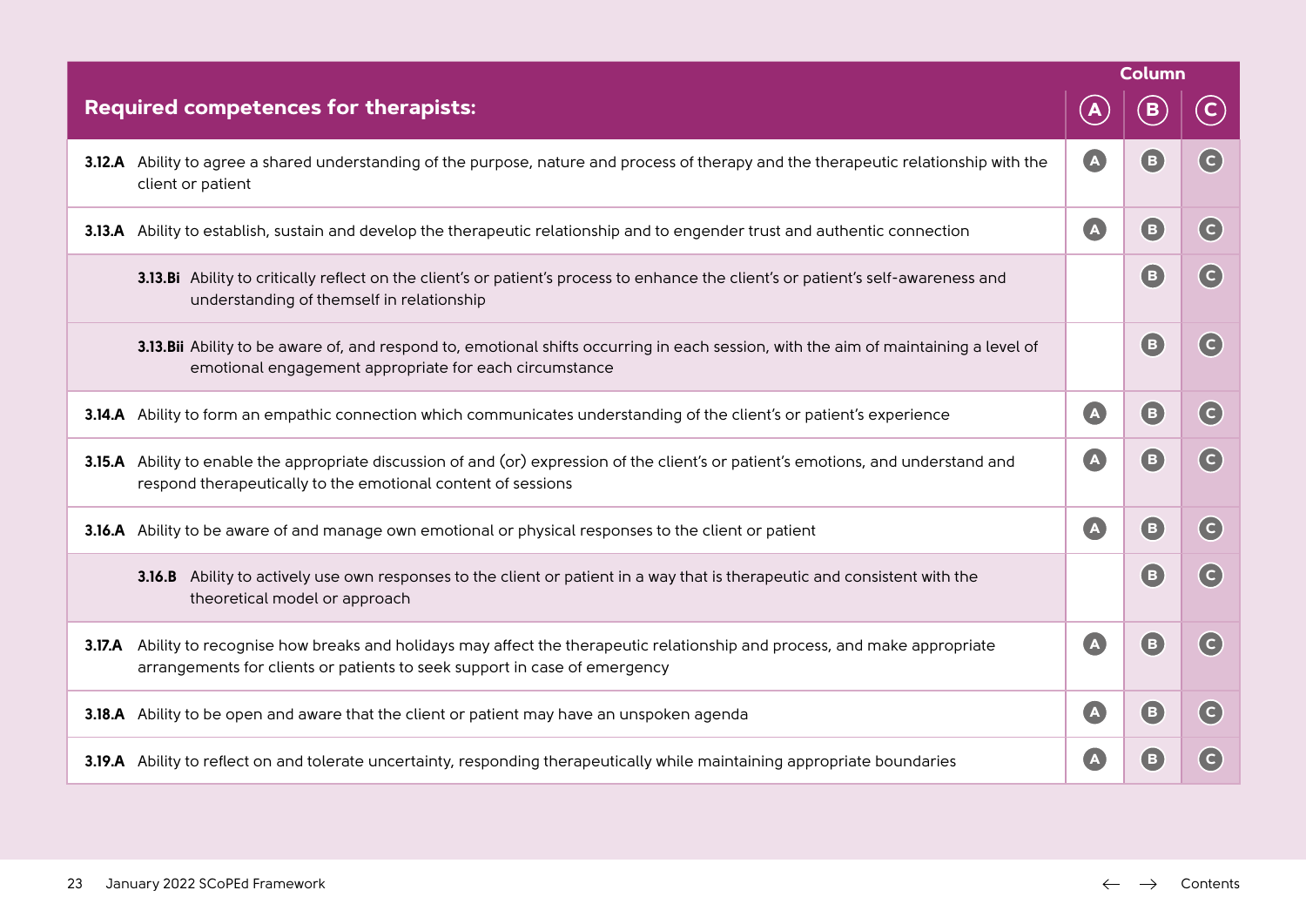| Required competences for therapists: | Column A | Column B | Column C |
|---|---|---|---|
| **3.12.A** Ability to agree a shared understanding of the purpose, nature and process of therapy and the therapeutic relationship with the client or patient | A | B | C |
| **3.13.A** Ability to establish, sustain and develop the therapeutic relationship and to engender trust and authentic connection | A | B | C |
| **3.13.Bi** Ability to critically reflect on the client's or patient's process to enhance the client's or patient's self-awareness and understanding of themself in relationship | | B | C |
| **3.13.Bii** Ability to be aware of, and respond to, emotional shifts occurring in each session, with the aim of maintaining a level of emotional engagement appropriate for each circumstance | | B | C |
| **3.14.A** Ability to form an empathic connection which communicates understanding of the client's or patient's experience | A | B | C |
| **3.15.A** Ability to enable the appropriate discussion of and (or) expression of the client's or patient's emotions, and understand and respond therapeutically to the emotional content of sessions | A | B | C |
| **3.16.A** Ability to be aware of and manage own emotional or physical responses to the client or patient | A | B | C |
| **3.16.B** Ability to actively use own responses to the client or patient in a way that is therapeutic and consistent with the theoretical model or approach | | B | C |
| **3.17.A** Ability to recognise how breaks and holidays may affect the therapeutic relationship and process, and make appropriate arrangements for clients or patients to seek support in case of emergency | A | B | C |
| **3.18.A** Ability to be open and aware that the client or patient may have an unspoken agenda | A | B | C |
| **3.19.A** Ability to reflect on and tolerate uncertainty, responding therapeutically while maintaining appropriate boundaries | A | B | C |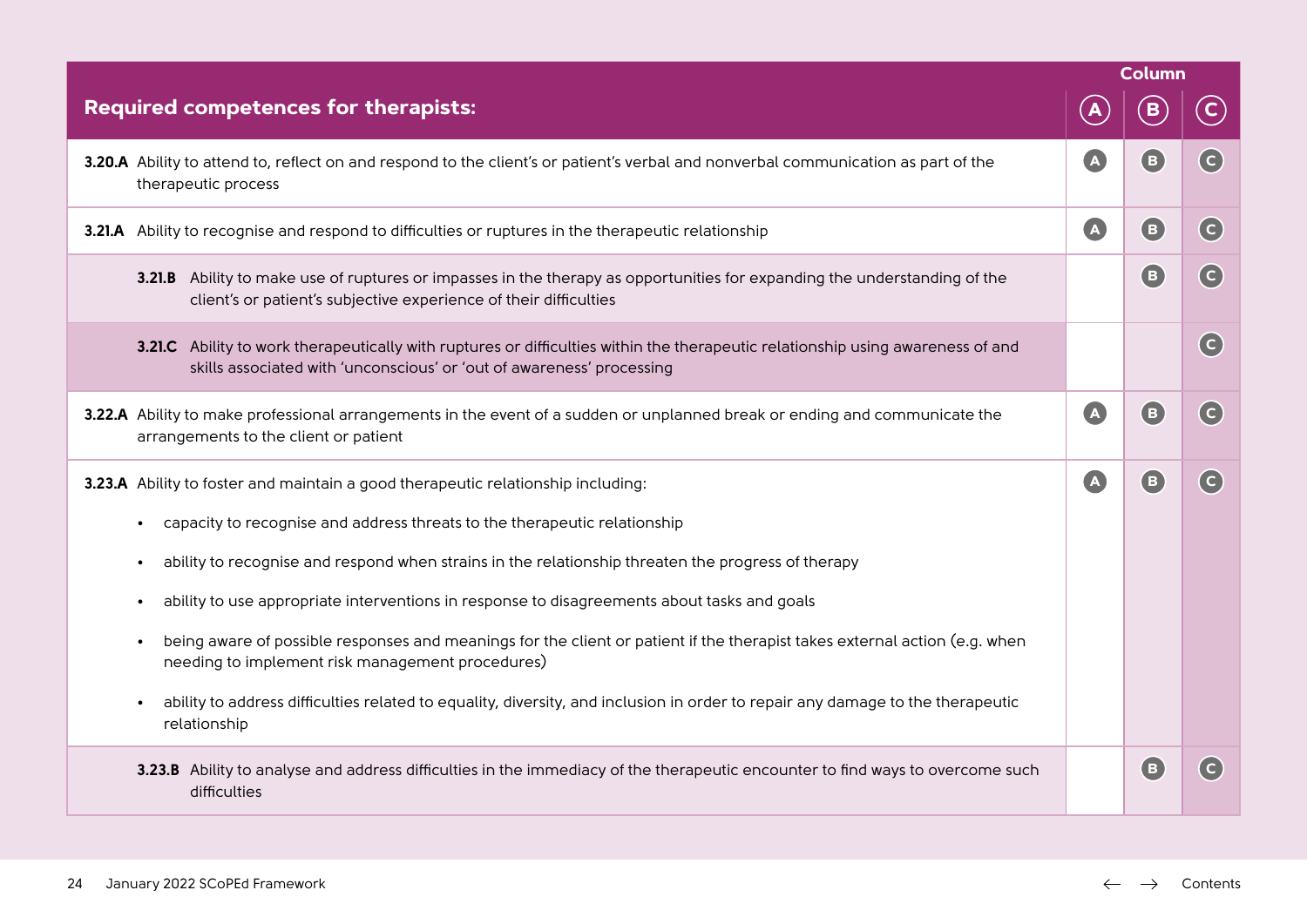| Required competences for therapists: | Column A | Column B | Column C |
|---|---|---|---|
| **3.20.A** Ability to attend to, reflect on and respond to the client's or patient's verbal and nonverbal communication as part of the therapeutic process | A | B | C |
| **3.21.A** Ability to recognise and respond to difficulties or ruptures in the therapeutic relationship | A | B | C |
| **3.21.B** Ability to make use of ruptures or impasses in the therapy as opportunities for expanding the understanding of the client's or patient's subjective experience of their difficulties | | B | C |
| **3.21.C** Ability to work therapeutically with ruptures or difficulties within the therapeutic relationship using awareness of and skills associated with 'unconscious' or 'out of awareness' processing | | | C |
| **3.22.A** Ability to make professional arrangements in the event of a sudden or unplanned break or ending and communicate the arrangements to the client or patient | A | B | C |
| **3.23.A** Ability to foster and maintain a good therapeutic relationship including: <br>• capacity to recognise and address threats to the therapeutic relationship <br>• ability to recognise and respond when strains in the relationship threaten the progress of therapy <br>• ability to use appropriate interventions in response to disagreements about tasks and goals <br>• being aware of possible responses and meanings for the client or patient if the therapist takes external action (e.g. when needing to implement risk management procedures) <br>• ability to address difficulties related to equality, diversity, and inclusion in order to repair any damage to the therapeutic relationship | A | B | C |
| **3.23.B** Ability to analyse and address difficulties in the immediacy of the therapeutic encounter to find ways to overcome such difficulties | | B | C |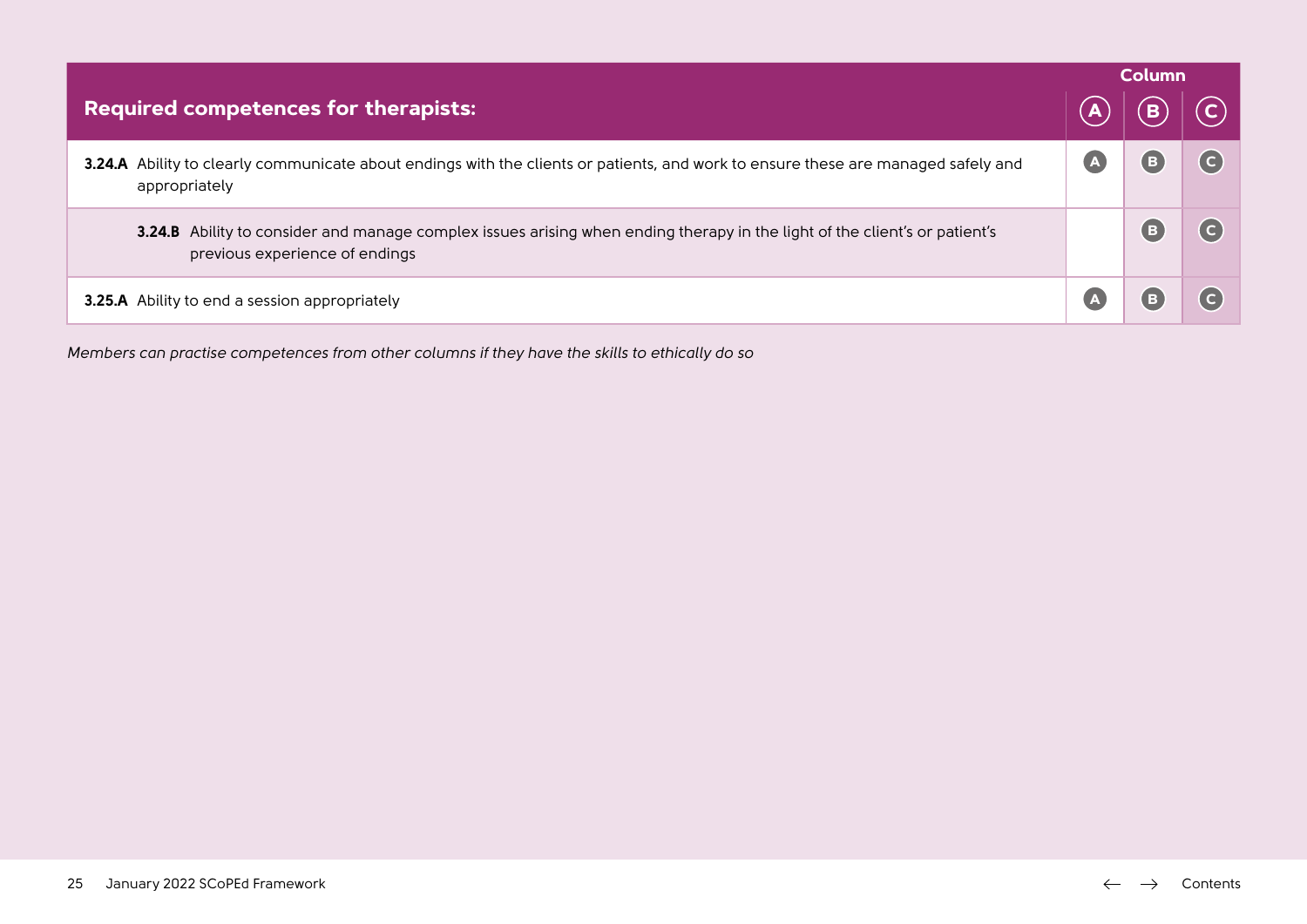| Required competences for therapists: | Column A | Column B | Column C |
|---|---|---|---|
| **3.24.A** Ability to clearly communicate about endings with the clients or patients, and work to ensure these are managed safely and appropriately | A | B | C |
| **3.24.B** Ability to consider and manage complex issues arising when ending therapy in the light of the client's or patient's previous experience of endings | | B | C |
| **3.25.A** Ability to end a session appropriately | A | B | C |

*Members can practise competences from other columns if they have the skills to ethically do so*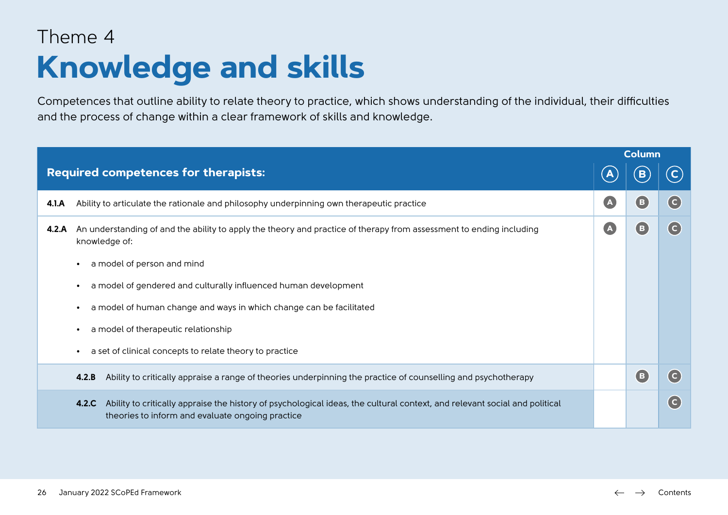Theme 4

# Knowledge and skills

Competences that outline ability to relate theory to practice, which shows understanding of the individual, their difficulties and the process of change within a clear framework of skills and knowledge.

| Required competences for therapists: | Column A | Column B | Column C |
|---|---|---|---|
| **4.1.A** Ability to articulate the rationale and philosophy underpinning own therapeutic practice | A | B | C |
| **4.2.A** An understanding of and the ability to apply the theory and practice of therapy from assessment to ending including knowledge of:<br>• a model of person and mind<br>• a model of gendered and culturally influenced human development<br>• a model of human change and ways in which change can be facilitated<br>• a model of therapeutic relationship<br>• a set of clinical concepts to relate theory to practice | A | B | C |
| **4.2.B** Ability to critically appraise a range of theories underpinning the practice of counselling and psychotherapy | | B | C |
| **4.2.C** Ability to critically appraise the history of psychological ideas, the cultural context, and relevant social and political theories to inform and evaluate ongoing practice | | | C |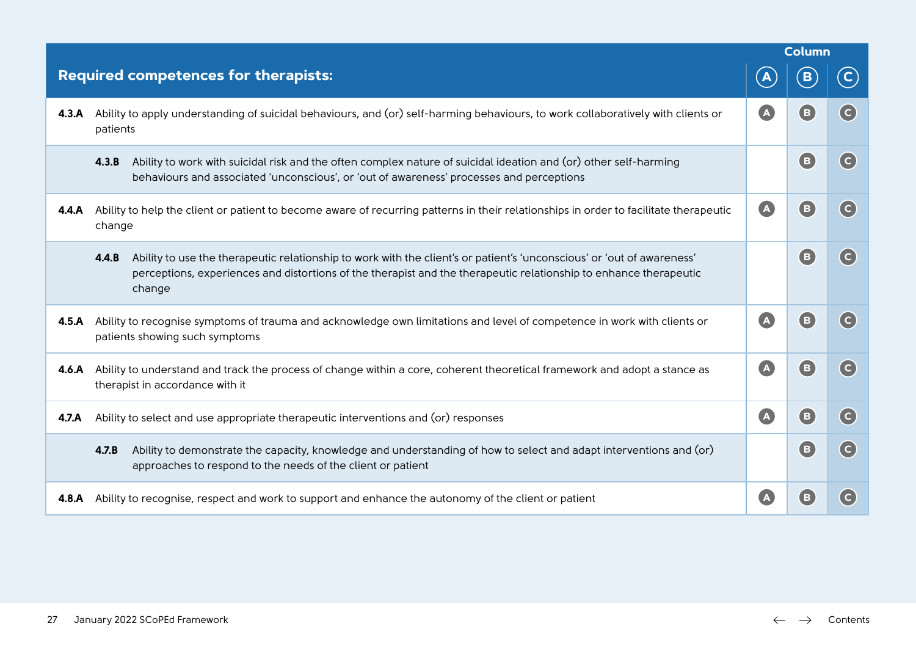| Required competences for therapists: | | Column A | Column B | Column C |
|---|---|---|---|---|
| **4.3.A** | Ability to apply understanding of suicidal behaviours, and (or) self-harming behaviours, to work collaboratively with clients or patients | A | B | C |
| **4.3.B** | Ability to work with suicidal risk and the often complex nature of suicidal ideation and (or) other self-harming behaviours and associated 'unconscious', or 'out of awareness' processes and perceptions | | B | C |
| **4.4.A** | Ability to help the client or patient to become aware of recurring patterns in their relationships in order to facilitate therapeutic change | A | B | C |
| **4.4.B** | Ability to use the therapeutic relationship to work with the client's or patient's 'unconscious' or 'out of awareness' perceptions, experiences and distortions of the therapist and the therapeutic relationship to enhance therapeutic change | | B | C |
| **4.5.A** | Ability to recognise symptoms of trauma and acknowledge own limitations and level of competence in work with clients or patients showing such symptoms | A | B | C |
| **4.6.A** | Ability to understand and track the process of change within a core, coherent theoretical framework and adopt a stance as therapist in accordance with it | A | B | C |
| **4.7.A** | Ability to select and use appropriate therapeutic interventions and (or) responses | A | B | C |
| **4.7.B** | Ability to demonstrate the capacity, knowledge and understanding of how to select and adapt interventions and (or) approaches to respond to the needs of the client or patient | | B | C |
| **4.8.A** | Ability to recognise, respect and work to support and enhance the autonomy of the client or patient | A | B | C |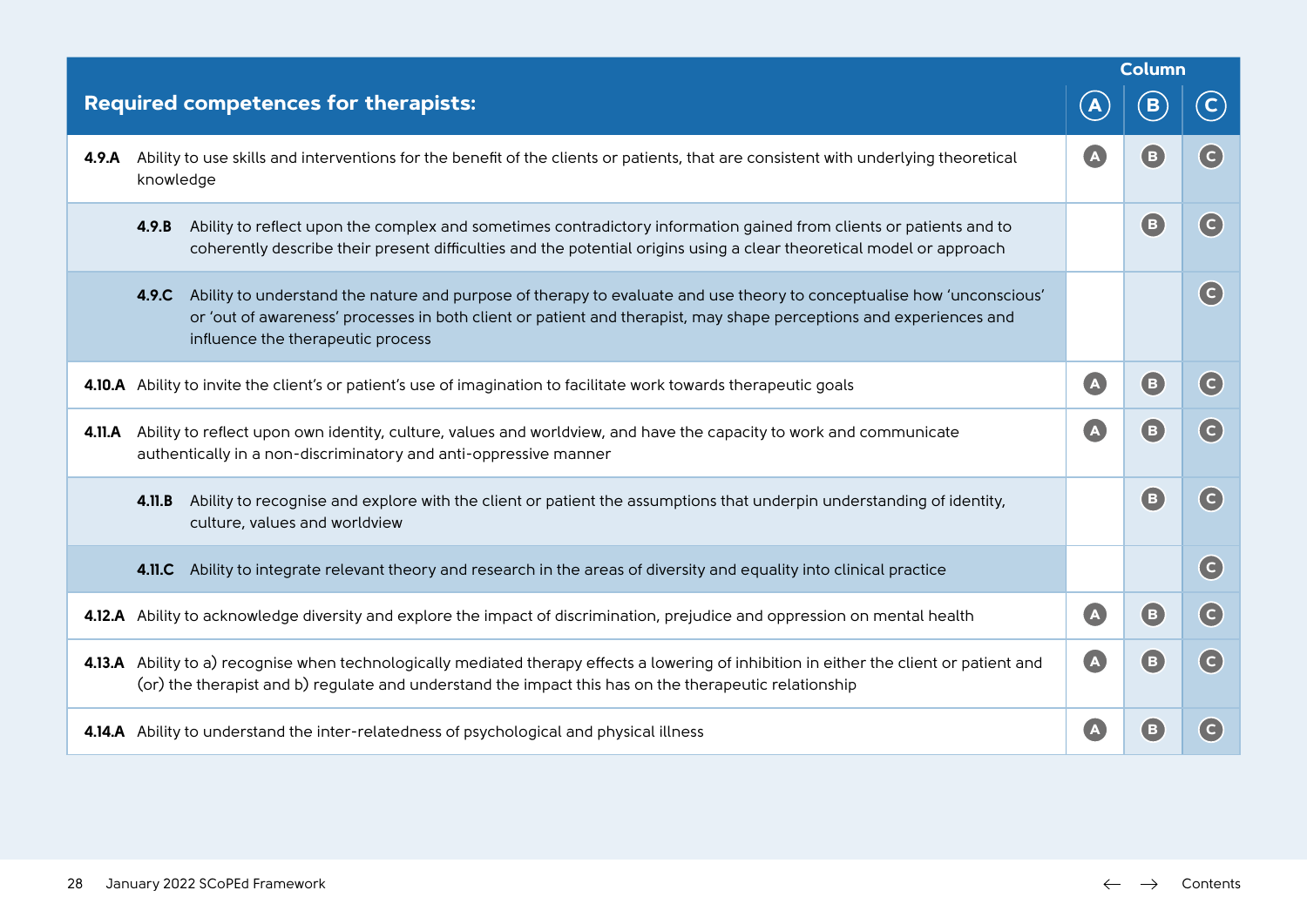| Required competences for therapists: | Column A | Column B | Column C |
|---|---|---|---|
| **4.9.A** Ability to use skills and interventions for the benefit of the clients or patients, that are consistent with underlying theoretical knowledge | A | B | C |
| **4.9.B** Ability to reflect upon the complex and sometimes contradictory information gained from clients or patients and to coherently describe their present difficulties and the potential origins using a clear theoretical model or approach | | B | C |
| **4.9.C** Ability to understand the nature and purpose of therapy to evaluate and use theory to conceptualise how 'unconscious' or 'out of awareness' processes in both client or patient and therapist, may shape perceptions and experiences and influence the therapeutic process | | | C |
| **4.10.A** Ability to invite the client's or patient's use of imagination to facilitate work towards therapeutic goals | A | B | C |
| **4.11.A** Ability to reflect upon own identity, culture, values and worldview, and have the capacity to work and communicate authentically in a non-discriminatory and anti-oppressive manner | A | B | C |
| **4.11.B** Ability to recognise and explore with the client or patient the assumptions that underpin understanding of identity, culture, values and worldview | | B | C |
| **4.11.C** Ability to integrate relevant theory and research in the areas of diversity and equality into clinical practice | | | C |
| **4.12.A** Ability to acknowledge diversity and explore the impact of discrimination, prejudice and oppression on mental health | A | B | C |
| **4.13.A** Ability to a) recognise when technologically mediated therapy effects a lowering of inhibition in either the client or patient and (or) the therapist and b) regulate and understand the impact this has on the therapeutic relationship | A | B | C |
| **4.14.A** Ability to understand the inter-relatedness of psychological and physical illness | A | B | C |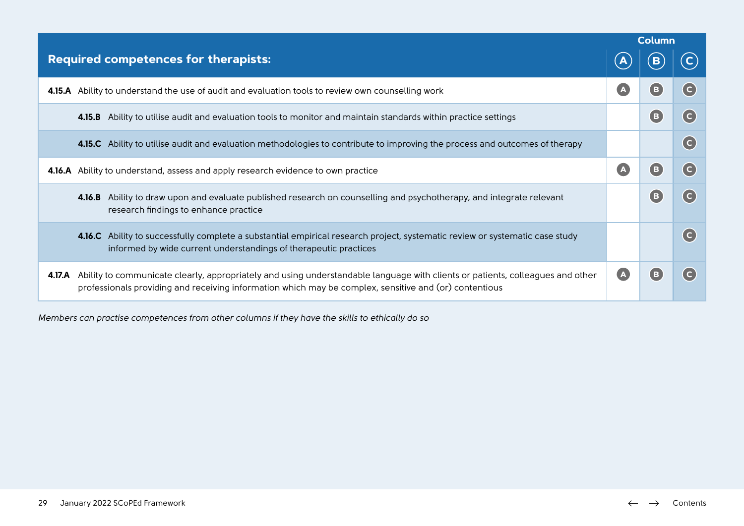| Required competences for therapists: | Column A | Column B | Column C |
|---|---|---|---|
| **4.15.A** Ability to understand the use of audit and evaluation tools to review own counselling work | A | B | C |
| **4.15.B** Ability to utilise audit and evaluation tools to monitor and maintain standards within practice settings | | B | C |
| **4.15.C** Ability to utilise audit and evaluation methodologies to contribute to improving the process and outcomes of therapy | | | C |
| **4.16.A** Ability to understand, assess and apply research evidence to own practice | A | B | C |
| **4.16.B** Ability to draw upon and evaluate published research on counselling and psychotherapy, and integrate relevant research findings to enhance practice | | B | C |
| **4.16.C** Ability to successfully complete a substantial empirical research project, systematic review or systematic case study informed by wide current understandings of therapeutic practices | | | C |
| **4.17.A** Ability to communicate clearly, appropriately and using understandable language with clients or patients, colleagues and other professionals providing and receiving information which may be complex, sensitive and (or) contentious | A | B | C |

*Members can practise competences from other columns if they have the skills to ethically do so*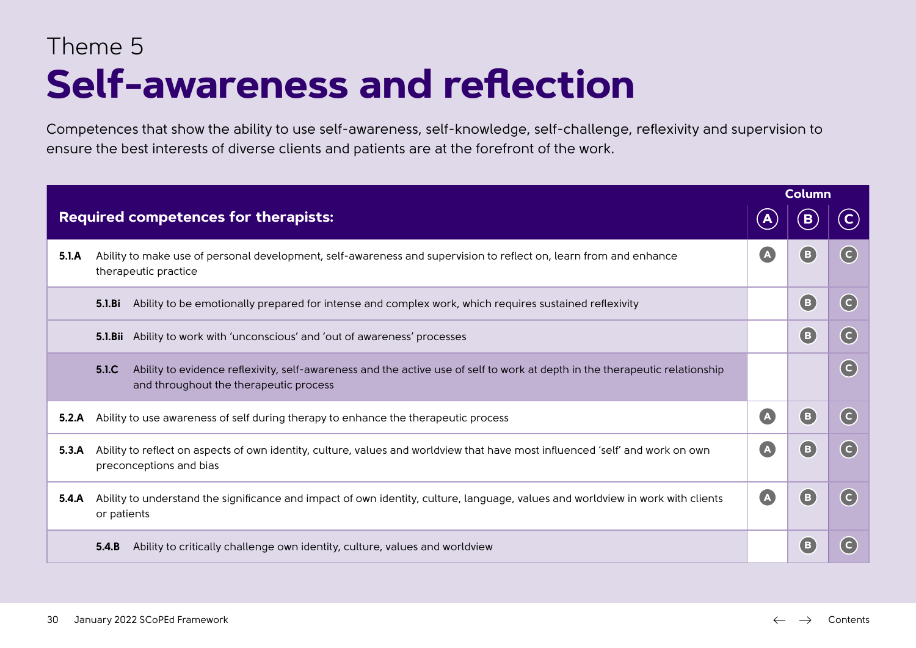Theme 5

# Self-awareness and reflection

Competences that show the ability to use self-awareness, self-knowledge, self-challenge, reflexivity and supervision to ensure the best interests of diverse clients and patients are at the forefront of the work.

| Required competences for therapists: | | Column A | Column B | Column C |
|---|---|---|---|---|
| **5.1.A** | Ability to make use of personal development, self-awareness and supervision to reflect on, learn from and enhance therapeutic practice | A | B | C |
| **5.1.Bi** | Ability to be emotionally prepared for intense and complex work, which requires sustained reflexivity | | B | C |
| **5.1.Bii** | Ability to work with 'unconscious' and 'out of awareness' processes | | B | C |
| **5.1.C** | Ability to evidence reflexivity, self-awareness and the active use of self to work at depth in the therapeutic relationship and throughout the therapeutic process | | | C |
| **5.2.A** | Ability to use awareness of self during therapy to enhance the therapeutic process | A | B | C |
| **5.3.A** | Ability to reflect on aspects of own identity, culture, values and worldview that have most influenced 'self' and work on own preconceptions and bias | A | B | C |
| **5.4.A** | Ability to understand the significance and impact of own identity, culture, language, values and worldview in work with clients or patients | A | B | C |
| **5.4.B** | Ability to critically challenge own identity, culture, values and worldview | | B | C |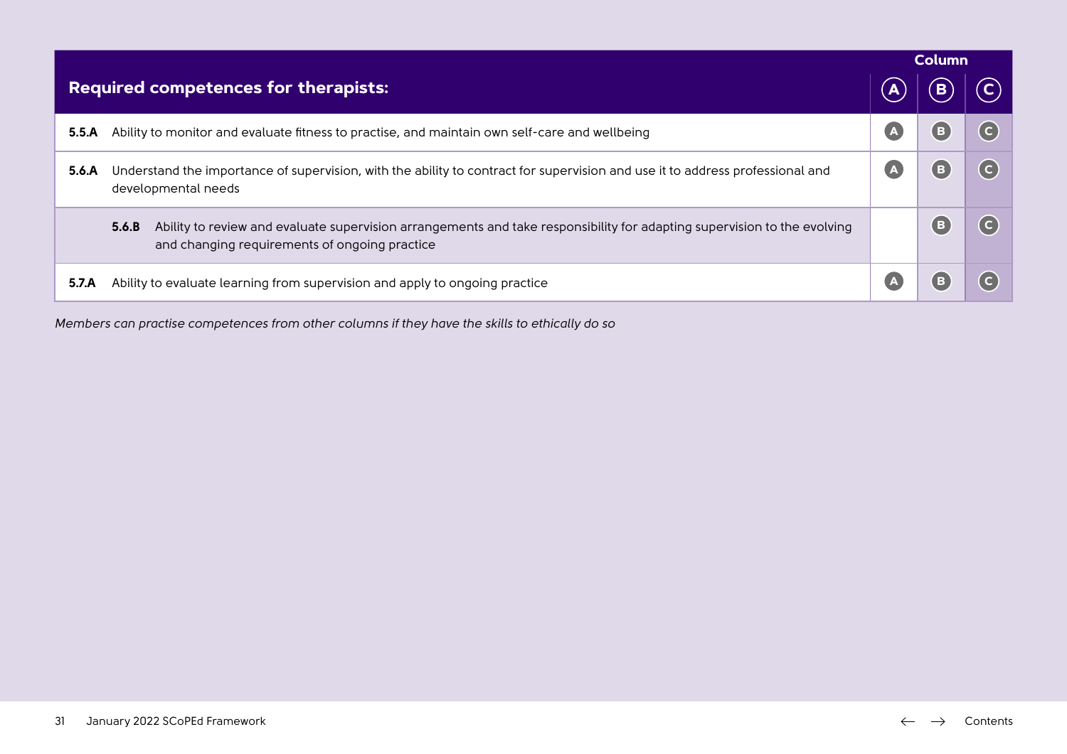| Required competences for therapists: | Column A | Column B | Column C |
|---|---|---|---|
| **5.5.A** Ability to monitor and evaluate fitness to practise, and maintain own self-care and wellbeing | A | B | C |
| **5.6.A** Understand the importance of supervision, with the ability to contract for supervision and use it to address professional and developmental needs | A | B | C |
| **5.6.B** Ability to review and evaluate supervision arrangements and take responsibility for adapting supervision to the evolving and changing requirements of ongoing practice | | B | C |
| **5.7.A** Ability to evaluate learning from supervision and apply to ongoing practice | A | B | C |

*Members can practise competences from other columns if they have the skills to ethically do so*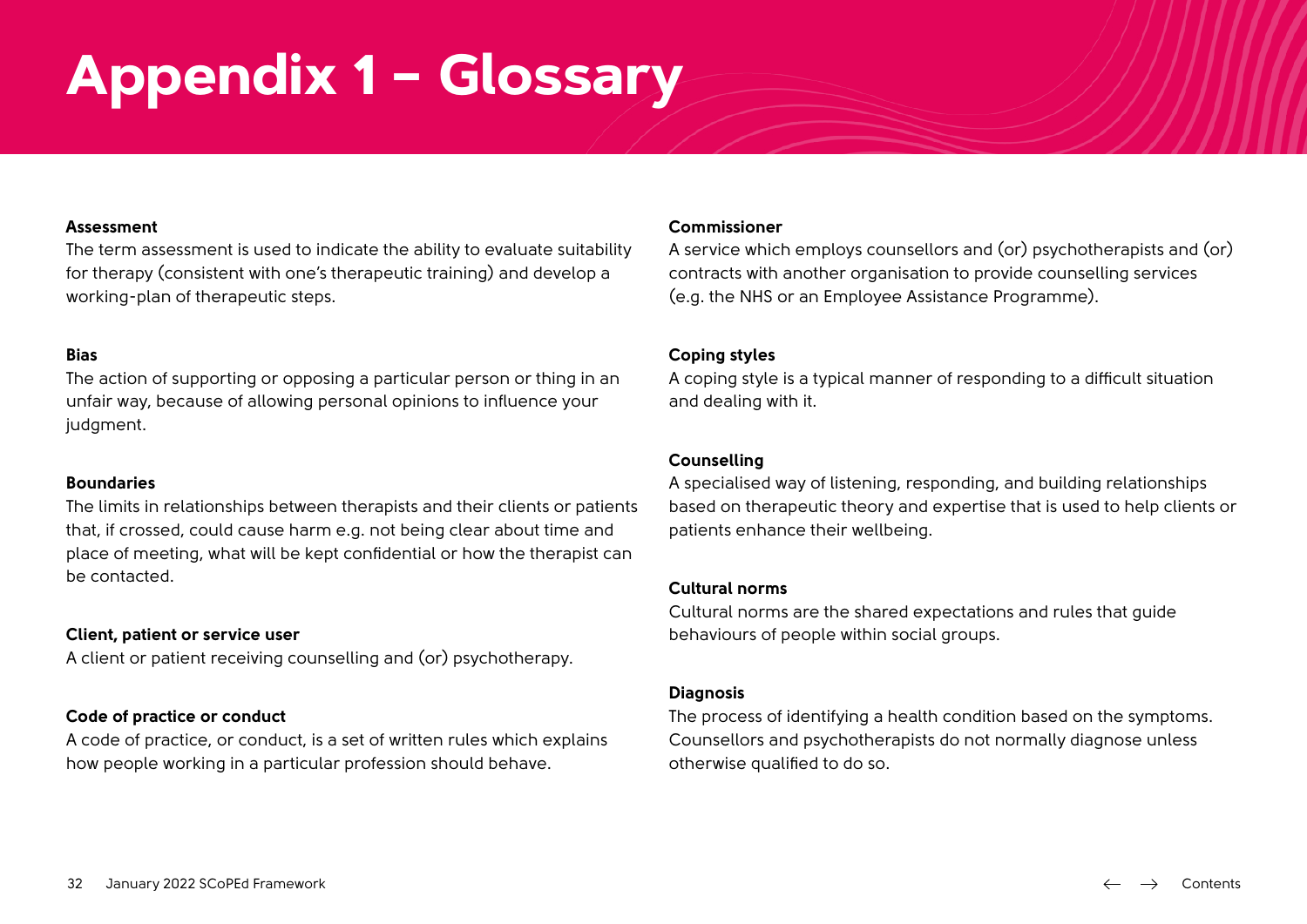# Appendix 1 – Glossary

**Assessment**
The term assessment is used to indicate the ability to evaluate suitability for therapy (consistent with one's therapeutic training) and develop a working-plan of therapeutic steps.

**Bias**
The action of supporting or opposing a particular person or thing in an unfair way, because of allowing personal opinions to influence your judgment.

**Boundaries**
The limits in relationships between therapists and their clients or patients that, if crossed, could cause harm e.g. not being clear about time and place of meeting, what will be kept confidential or how the therapist can be contacted.

**Client, patient or service user**
A client or patient receiving counselling and (or) psychotherapy.

**Code of practice or conduct**
A code of practice, or conduct, is a set of written rules which explains how people working in a particular profession should behave.

**Commissioner**
A service which employs counsellors and (or) psychotherapists and (or) contracts with another organisation to provide counselling services (e.g. the NHS or an Employee Assistance Programme).

**Coping styles**
A coping style is a typical manner of responding to a difficult situation and dealing with it.

**Counselling**
A specialised way of listening, responding, and building relationships based on therapeutic theory and expertise that is used to help clients or patients enhance their wellbeing.

**Cultural norms**
Cultural norms are the shared expectations and rules that guide behaviours of people within social groups.

**Diagnosis**
The process of identifying a health condition based on the symptoms. Counsellors and psychotherapists do not normally diagnose unless otherwise qualified to do so.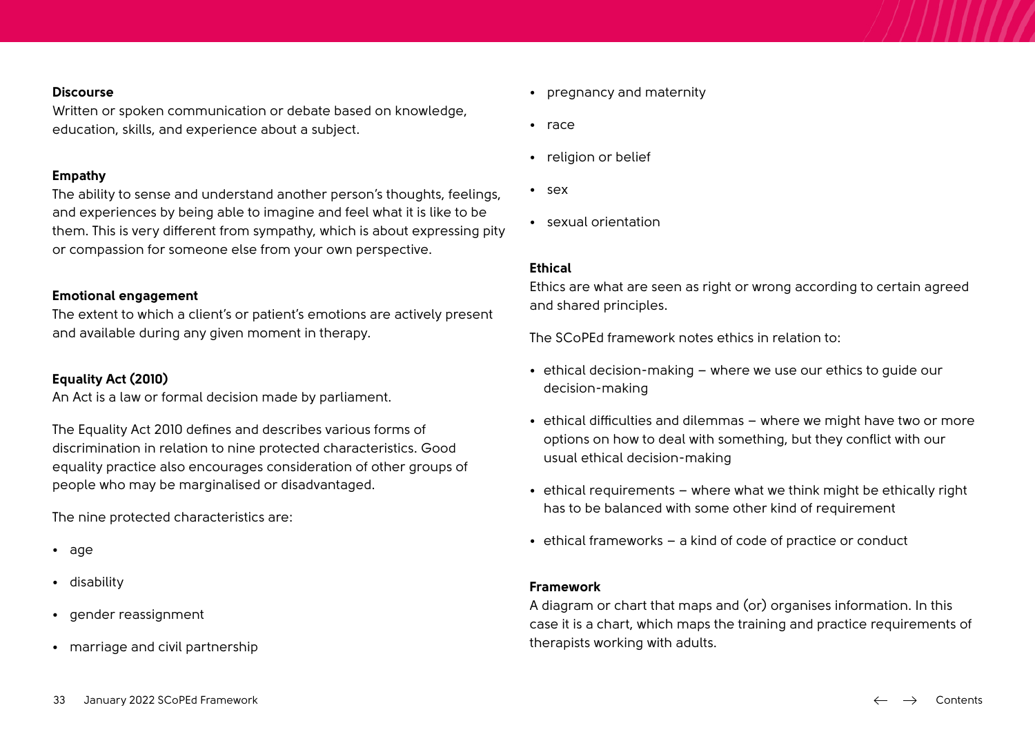**Discourse**
Written or spoken communication or debate based on knowledge, education, skills, and experience about a subject.

**Empathy**
The ability to sense and understand another person's thoughts, feelings, and experiences by being able to imagine and feel what it is like to be them. This is very different from sympathy, which is about expressing pity or compassion for someone else from your own perspective.

**Emotional engagement**
The extent to which a client's or patient's emotions are actively present and available during any given moment in therapy.

**Equality Act (2010)**
An Act is a law or formal decision made by parliament.

The Equality Act 2010 defines and describes various forms of discrimination in relation to nine protected characteristics. Good equality practice also encourages consideration of other groups of people who may be marginalised or disadvantaged.

The nine protected characteristics are:

- age
- disability
- gender reassignment
- marriage and civil partnership
- pregnancy and maternity
- race
- religion or belief
- sex
- sexual orientation

**Ethical**
Ethics are what are seen as right or wrong according to certain agreed and shared principles.

The SCoPEd framework notes ethics in relation to:

- ethical decision-making – where we use our ethics to guide our decision-making
- ethical difficulties and dilemmas – where we might have two or more options on how to deal with something, but they conflict with our usual ethical decision-making
- ethical requirements – where what we think might be ethically right has to be balanced with some other kind of requirement
- ethical frameworks – a kind of code of practice or conduct

**Framework**
A diagram or chart that maps and (or) organises information. In this case it is a chart, which maps the training and practice requirements of therapists working with adults.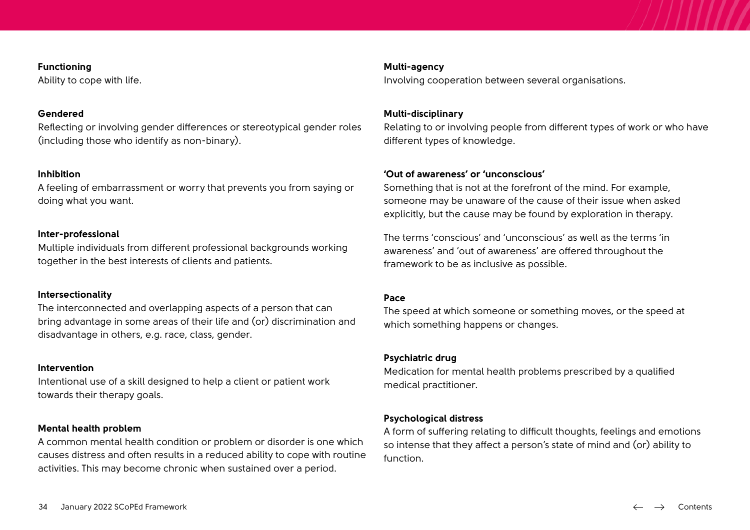**Functioning**
Ability to cope with life.

**Gendered**
Reflecting or involving gender differences or stereotypical gender roles (including those who identify as non-binary).

**Inhibition**
A feeling of embarrassment or worry that prevents you from saying or doing what you want.

**Inter-professional**
Multiple individuals from different professional backgrounds working together in the best interests of clients and patients.

**Intersectionality**
The interconnected and overlapping aspects of a person that can bring advantage in some areas of their life and (or) discrimination and disadvantage in others, e.g. race, class, gender.

**Intervention**
Intentional use of a skill designed to help a client or patient work towards their therapy goals.

**Mental health problem**
A common mental health condition or problem or disorder is one which causes distress and often results in a reduced ability to cope with routine activities. This may become chronic when sustained over a period.

**Multi-agency**
Involving cooperation between several organisations.

**Multi-disciplinary**
Relating to or involving people from different types of work or who have different types of knowledge.

**'Out of awareness' or 'unconscious'**
Something that is not at the forefront of the mind. For example, someone may be unaware of the cause of their issue when asked explicitly, but the cause may be found by exploration in therapy.

The terms 'conscious' and 'unconscious' as well as the terms 'in awareness' and 'out of awareness' are offered throughout the framework to be as inclusive as possible.

**Pace**
The speed at which someone or something moves, or the speed at which something happens or changes.

**Psychiatric drug**
Medication for mental health problems prescribed by a qualified medical practitioner.

**Psychological distress**
A form of suffering relating to difficult thoughts, feelings and emotions so intense that they affect a person's state of mind and (or) ability to function.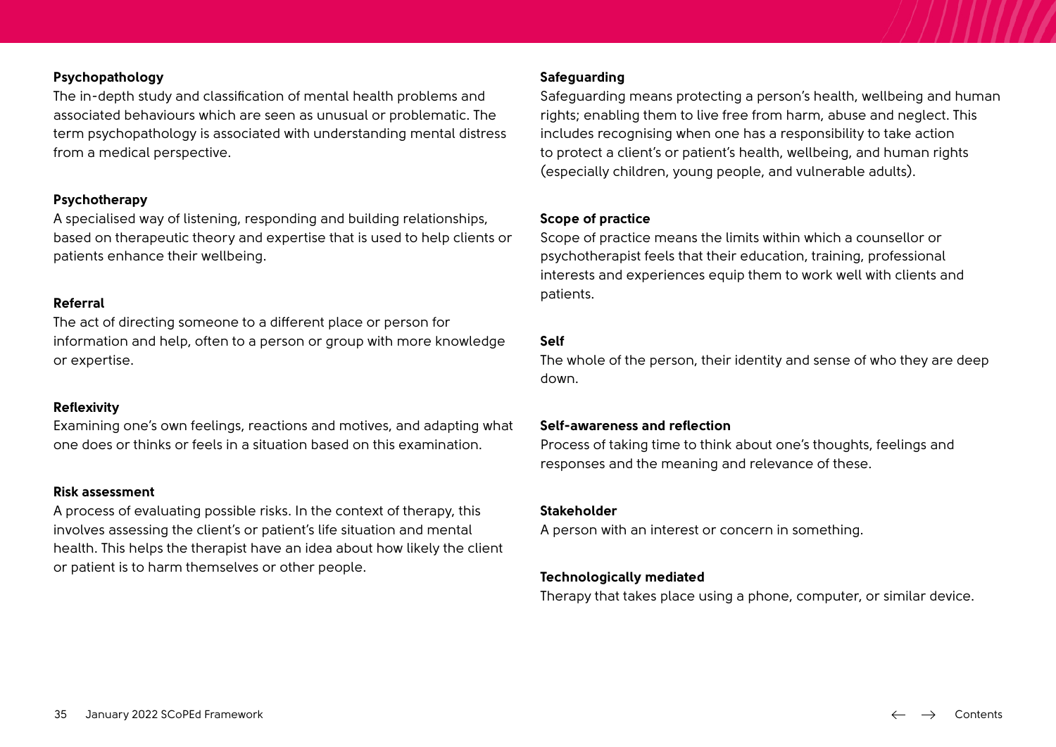**Psychopathology**
The in-depth study and classification of mental health problems and associated behaviours which are seen as unusual or problematic. The term psychopathology is associated with understanding mental distress from a medical perspective.

**Psychotherapy**
A specialised way of listening, responding and building relationships, based on therapeutic theory and expertise that is used to help clients or patients enhance their wellbeing.

**Referral**
The act of directing someone to a different place or person for information and help, often to a person or group with more knowledge or expertise.

**Reflexivity**
Examining one's own feelings, reactions and motives, and adapting what one does or thinks or feels in a situation based on this examination.

**Risk assessment**
A process of evaluating possible risks. In the context of therapy, this involves assessing the client's or patient's life situation and mental health. This helps the therapist have an idea about how likely the client or patient is to harm themselves or other people.

**Safeguarding**
Safeguarding means protecting a person's health, wellbeing and human rights; enabling them to live free from harm, abuse and neglect. This includes recognising when one has a responsibility to take action to protect a client's or patient's health, wellbeing, and human rights (especially children, young people, and vulnerable adults).

**Scope of practice**
Scope of practice means the limits within which a counsellor or psychotherapist feels that their education, training, professional interests and experiences equip them to work well with clients and patients.

**Self**
The whole of the person, their identity and sense of who they are deep down.

**Self-awareness and reflection**
Process of taking time to think about one's thoughts, feelings and responses and the meaning and relevance of these.

**Stakeholder**
A person with an interest or concern in something.

**Technologically mediated**
Therapy that takes place using a phone, computer, or similar device.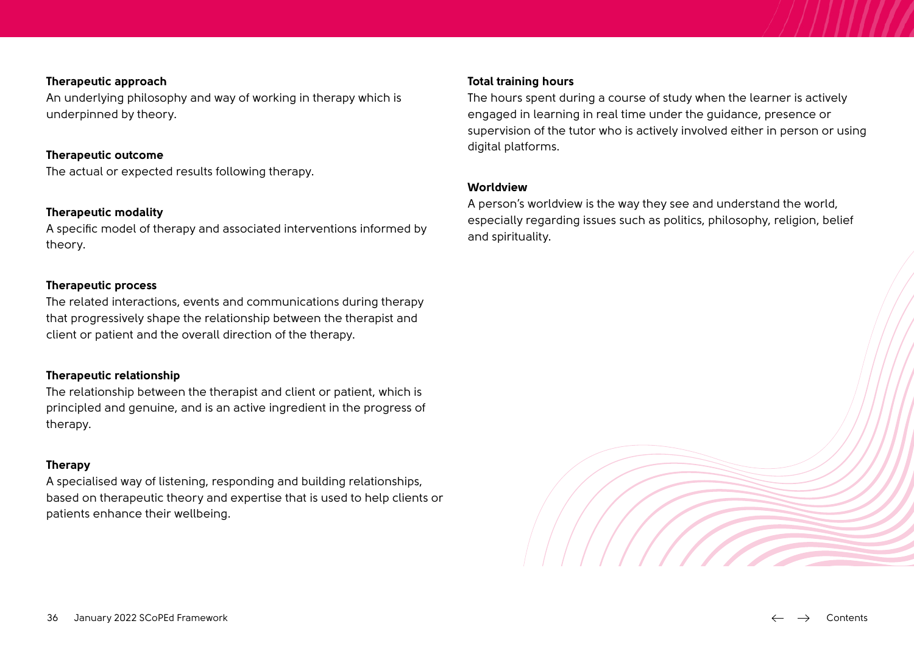**Therapeutic approach**
An underlying philosophy and way of working in therapy which is underpinned by theory.

**Therapeutic outcome**
The actual or expected results following therapy.

**Therapeutic modality**
A specific model of therapy and associated interventions informed by theory.

**Therapeutic process**
The related interactions, events and communications during therapy that progressively shape the relationship between the therapist and client or patient and the overall direction of the therapy.

**Therapeutic relationship**
The relationship between the therapist and client or patient, which is principled and genuine, and is an active ingredient in the progress of therapy.

**Therapy**
A specialised way of listening, responding and building relationships, based on therapeutic theory and expertise that is used to help clients or patients enhance their wellbeing.

**Total training hours**
The hours spent during a course of study when the learner is actively engaged in learning in real time under the guidance, presence or supervision of the tutor who is actively involved either in person or using digital platforms.

**Worldview**
A person's worldview is the way they see and understand the world, especially regarding issues such as politics, philosophy, religion, belief and spirituality.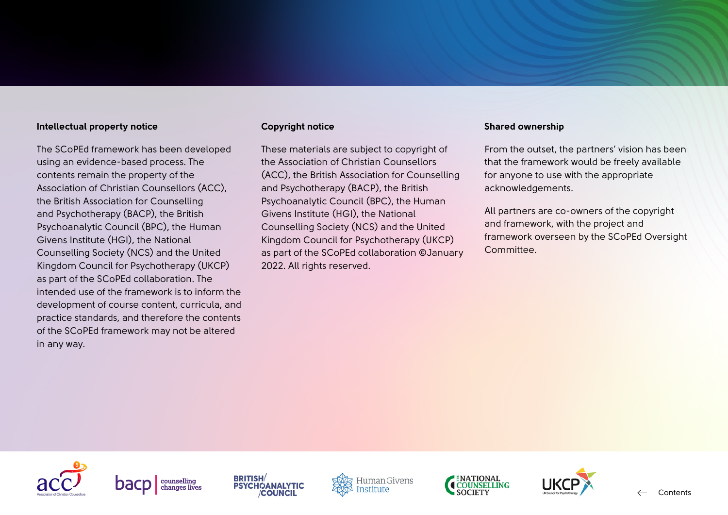### Intellectual property notice

The SCoPEd framework has been developed using an evidence-based process. The contents remain the property of the Association of Christian Counsellors (ACC), the British Association for Counselling and Psychotherapy (BACP), the British Psychoanalytic Council (BPC), the Human Givens Institute (HGI), the National Counselling Society (NCS) and the United Kingdom Council for Psychotherapy (UKCP) as part of the SCoPEd collaboration. The intended use of the framework is to inform the development of course content, curricula, and practice standards, and therefore the contents of the SCoPEd framework may not be altered in any way.

### Copyright notice

These materials are subject to copyright of the Association of Christian Counsellors (ACC), the British Association for Counselling and Psychotherapy (BACP), the British Psychoanalytic Council (BPC), the Human Givens Institute (HGI), the National Counselling Society (NCS) and the United Kingdom Council for Psychotherapy (UKCP) as part of the SCoPEd collaboration ©January 2022. All rights reserved.

### Shared ownership

From the outset, the partners' vision has been that the framework would be freely available for anyone to use with the appropriate acknowledgements.

All partners are co-owners of the copyright and framework, with the project and framework overseen by the SCoPEd Oversight Committee.